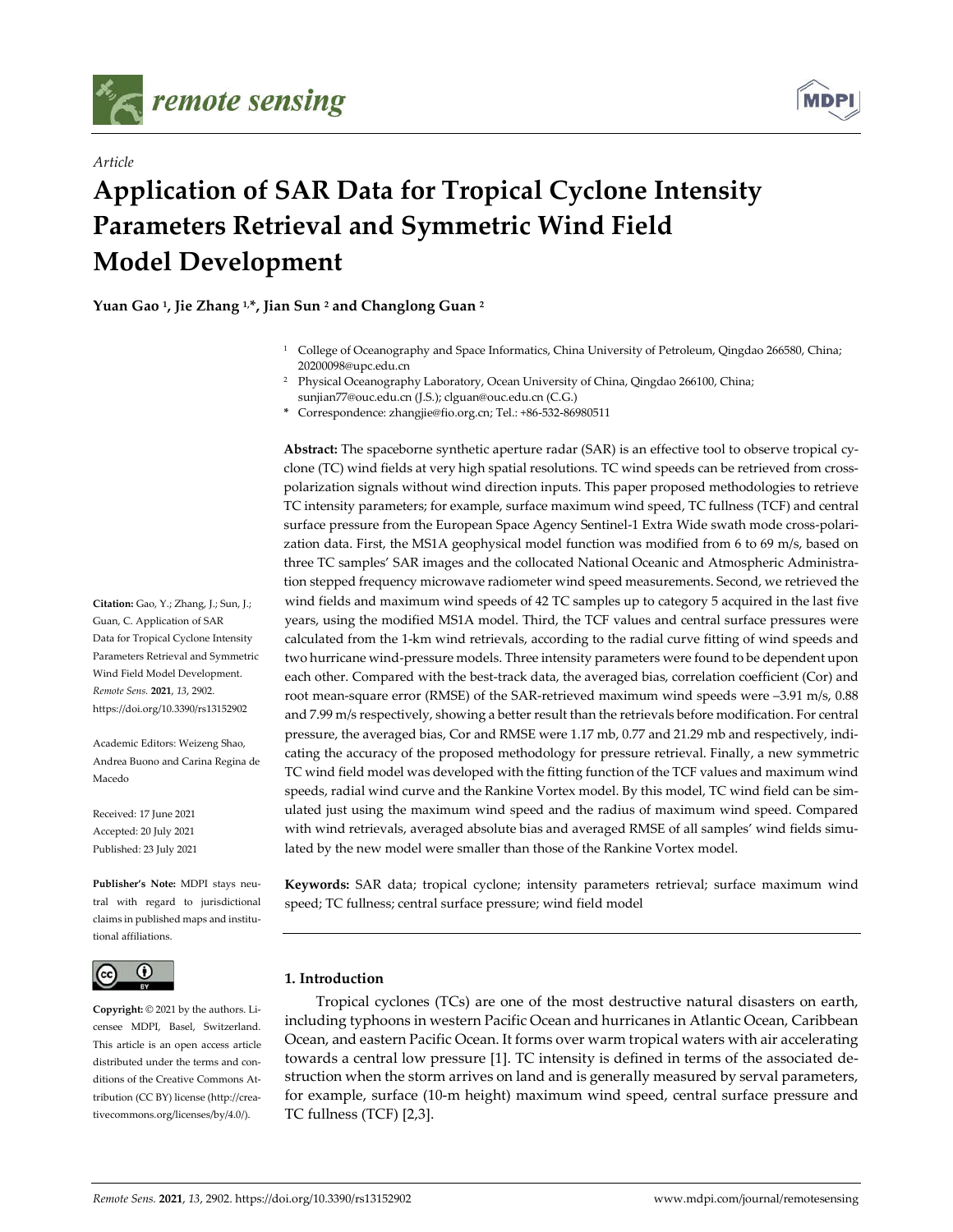*remote sensing*

*Article*

# Application of SAR Data for Tropical Cyclone Intensity Parameters Retrieval and Symmetric Wind Field Model Development

**Yuan Gao [1], Jie Zhang [1,*], Jian Sun [2] and Changlong Guan [2]**

[1] College of Oceanography and Space Informatics, China University of Petroleum, Qingdao 266580, China; 20200098@upc.edu.cn

[2] Physical Oceanography Laboratory, Ocean University of China, Qingdao 266100, China; sunjian77@ouc.edu.cn (J.S.); clguan@ouc.edu.cn (C.G.)

\* Correspondence: zhangjie@fio.org.cn; Tel.: +86-532-86980511

**Abstract:** The spaceborne synthetic aperture radar (SAR) is an effective tool to observe tropical cyclone (TC) wind fields at very high spatial resolutions. TC wind speeds can be retrieved from cross-polarization signals without wind direction inputs. This paper proposed methodologies to retrieve TC intensity parameters; for example, surface maximum wind speed, TC fullness (TCF) and central surface pressure from the European Space Agency Sentinel-1 Extra Wide swath mode cross-polarization data. First, the MS1A geophysical model function was modified from 6 to 69 m/s, based on three TC samples' SAR images and the collocated National Oceanic and Atmospheric Administration stepped frequency microwave radiometer wind speed measurements. Second, we retrieved the wind fields and maximum wind speeds of 42 TC samples up to category 5 acquired in the last five years, using the modified MS1A model. Third, the TCF values and central surface pressures were calculated from the 1-km wind retrievals, according to the radial curve fitting of wind speeds and two hurricane wind-pressure models. Three intensity parameters were found to be dependent upon each other. Compared with the best-track data, the averaged bias, correlation coefficient (Cor) and root mean-square error (RMSE) of the SAR-retrieved maximum wind speeds were −3.91 m/s, 0.88 and 7.99 m/s respectively, showing a better result than the retrievals before modification. For central pressure, the averaged bias, Cor and RMSE were 1.17 mb, 0.77 and 21.29 mb and respectively, indicating the accuracy of the proposed methodology for pressure retrieval. Finally, a new symmetric TC wind field model was developed with the fitting function of the TCF values and maximum wind speeds, radial wind curve and the Rankine Vortex model. By this model, TC wind field can be simulated just using the maximum wind speed and the radius of maximum wind speed. Compared with wind retrievals, averaged absolute bias and averaged RMSE of all samples' wind fields simulated by the new model were smaller than those of the Rankine Vortex model.

**Keywords:** SAR data; tropical cyclone; intensity parameters retrieval; surface maximum wind speed; TC fullness; central surface pressure; wind field model

**Citation:** Gao, Y.; Zhang, J.; Sun, J.; Guan, C. Application of SAR Data for Tropical Cyclone Intensity Parameters Retrieval and Symmetric Wind Field Model Development. *Remote Sens.* **2021**, *13*, 2902. https://doi.org/10.3390/rs13152902

Academic Editors: Weizeng Shao, Andrea Buono and Carina Regina de Macedo

Received: 17 June 2021
Accepted: 20 July 2021
Published: 23 July 2021

**Publisher's Note:** MDPI stays neutral with regard to jurisdictional claims in published maps and institutional affiliations.

**Copyright:** © 2021 by the authors. Licensee MDPI, Basel, Switzerland. This article is an open access article distributed under the terms and conditions of the Creative Commons Attribution (CC BY) license (http://creativecommons.org/licenses/by/4.0/).

## 1. Introduction

Tropical cyclones (TCs) are one of the most destructive natural disasters on earth, including typhoons in western Pacific Ocean and hurricanes in Atlantic Ocean, Caribbean Ocean, and eastern Pacific Ocean. It forms over warm tropical waters with air accelerating towards a central low pressure [1]. TC intensity is defined in terms of the associated destruction when the storm arrives on land and is generally measured by serval parameters, for example, surface (10-m height) maximum wind speed, central surface pressure and TC fullness (TCF) [2,3].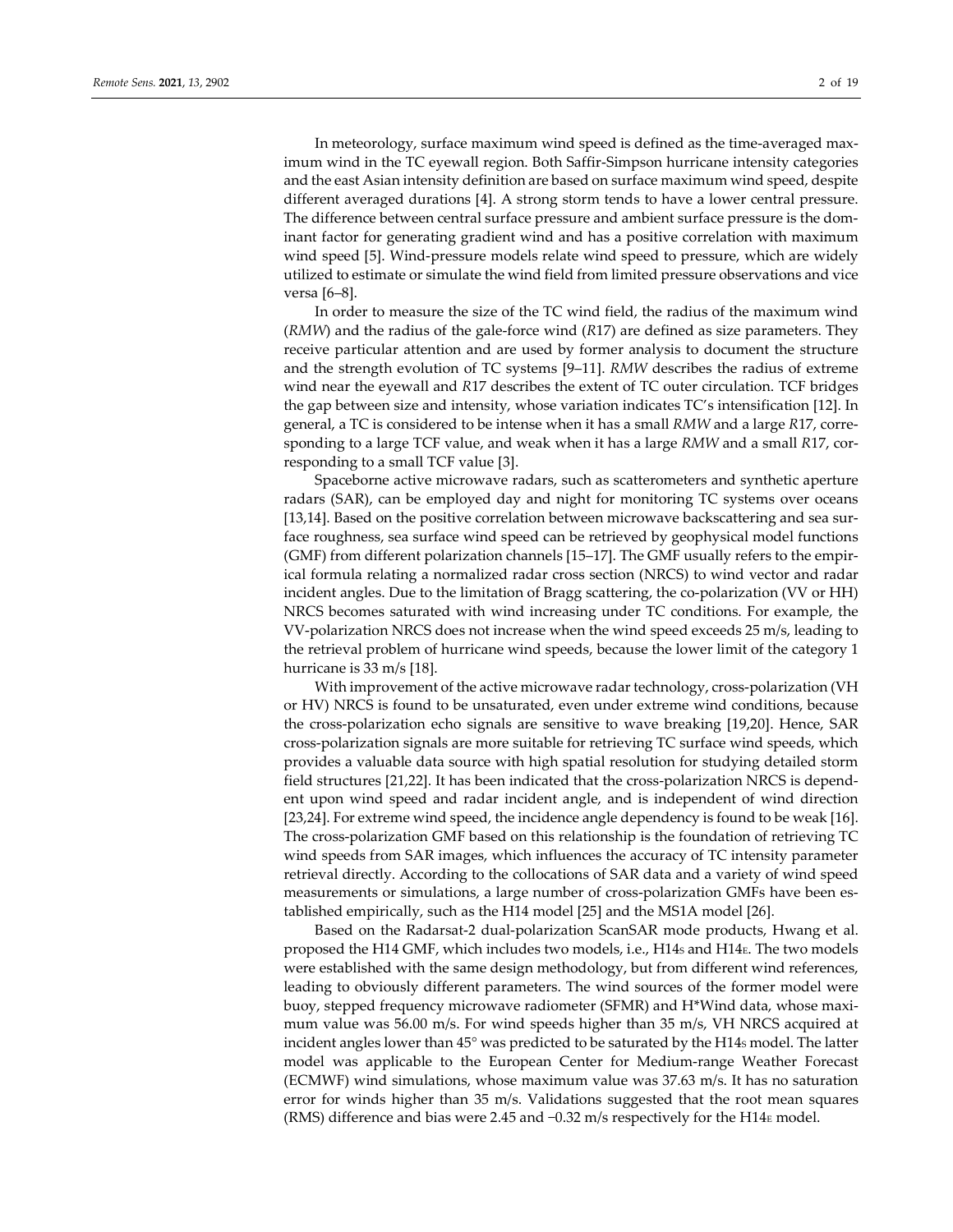In meteorology, surface maximum wind speed is defined as the time-averaged maximum wind in the TC eyewall region. Both Saffir-Simpson hurricane intensity categories and the east Asian intensity definition are based on surface maximum wind speed, despite different averaged durations [4]. A strong storm tends to have a lower central pressure. The difference between central surface pressure and ambient surface pressure is the dominant factor for generating gradient wind and has a positive correlation with maximum wind speed [5]. Wind-pressure models relate wind speed to pressure, which are widely utilized to estimate or simulate the wind field from limited pressure observations and vice versa [6–8].

In order to measure the size of the TC wind field, the radius of the maximum wind (*RMW*) and the radius of the gale-force wind (*R*17) are defined as size parameters. They receive particular attention and are used by former analysis to document the structure and the strength evolution of TC systems [9–11]. *RMW* describes the radius of extreme wind near the eyewall and *R*17 describes the extent of TC outer circulation. TCF bridges the gap between size and intensity, whose variation indicates TC's intensification [12]. In general, a TC is considered to be intense when it has a small *RMW* and a large *R*17, corresponding to a large TCF value, and weak when it has a large *RMW* and a small *R*17, corresponding to a small TCF value [3].

Spaceborne active microwave radars, such as scatterometers and synthetic aperture radars (SAR), can be employed day and night for monitoring TC systems over oceans [13,14]. Based on the positive correlation between microwave backscattering and sea surface roughness, sea surface wind speed can be retrieved by geophysical model functions (GMF) from different polarization channels [15–17]. The GMF usually refers to the empirical formula relating a normalized radar cross section (NRCS) to wind vector and radar incident angles. Due to the limitation of Bragg scattering, the co-polarization (VV or HH) NRCS becomes saturated with wind increasing under TC conditions. For example, the VV-polarization NRCS does not increase when the wind speed exceeds 25 m/s, leading to the retrieval problem of hurricane wind speeds, because the lower limit of the category 1 hurricane is 33 m/s [18].

With improvement of the active microwave radar technology, cross-polarization (VH or HV) NRCS is found to be unsaturated, even under extreme wind conditions, because the cross-polarization echo signals are sensitive to wave breaking [19,20]. Hence, SAR cross-polarization signals are more suitable for retrieving TC surface wind speeds, which provides a valuable data source with high spatial resolution for studying detailed storm field structures [21,22]. It has been indicated that the cross-polarization NRCS is dependent upon wind speed and radar incident angle, and is independent of wind direction [23,24]. For extreme wind speed, the incidence angle dependency is found to be weak [16]. The cross-polarization GMF based on this relationship is the foundation of retrieving TC wind speeds from SAR images, which influences the accuracy of TC intensity parameter retrieval directly. According to the collocations of SAR data and a variety of wind speed measurements or simulations, a large number of cross-polarization GMFs have been established empirically, such as the H14 model [25] and the MS1A model [26].

Based on the Radarsat-2 dual-polarization ScanSAR mode products, Hwang et al. proposed the H14 GMF, which includes two models, i.e., $H14_S$ and $H14_E$. The two models were established with the same design methodology, but from different wind references, leading to obviously different parameters. The wind sources of the former model were buoy, stepped frequency microwave radiometer (SFMR) and H*Wind data, whose maximum value was 56.00 m/s. For wind speeds higher than 35 m/s, VH NRCS acquired at incident angles lower than 45° was predicted to be saturated by the $H14_S$ model. The latter model was applicable to the European Center for Medium-range Weather Forecast (ECMWF) wind simulations, whose maximum value was 37.63 m/s. It has no saturation error for winds higher than 35 m/s. Validations suggested that the root mean squares (RMS) difference and bias were 2.45 and −0.32 m/s respectively for the $H14_E$ model.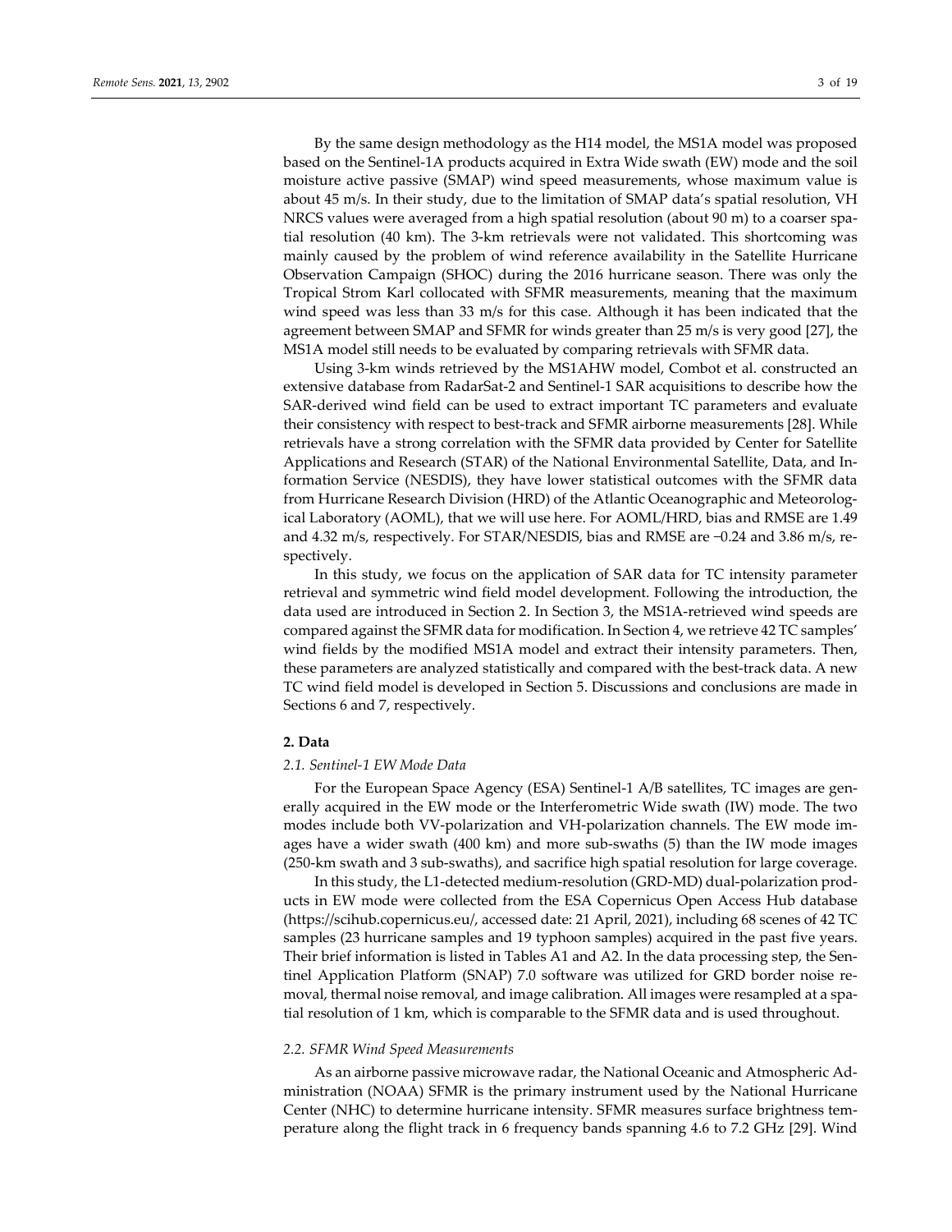By the same design methodology as the H14 model, the MS1A model was proposed based on the Sentinel-1A products acquired in Extra Wide swath (EW) mode and the soil moisture active passive (SMAP) wind speed measurements, whose maximum value is about 45 m/s. In their study, due to the limitation of SMAP data's spatial resolution, VH NRCS values were averaged from a high spatial resolution (about 90 m) to a coarser spatial resolution (40 km). The 3-km retrievals were not validated. This shortcoming was mainly caused by the problem of wind reference availability in the Satellite Hurricane Observation Campaign (SHOC) during the 2016 hurricane season. There was only the Tropical Strom Karl collocated with SFMR measurements, meaning that the maximum wind speed was less than 33 m/s for this case. Although it has been indicated that the agreement between SMAP and SFMR for winds greater than 25 m/s is very good [27], the MS1A model still needs to be evaluated by comparing retrievals with SFMR data.

Using 3-km winds retrieved by the MS1AHW model, Combot et al. constructed an extensive database from RadarSat-2 and Sentinel-1 SAR acquisitions to describe how the SAR-derived wind field can be used to extract important TC parameters and evaluate their consistency with respect to best-track and SFMR airborne measurements [28]. While retrievals have a strong correlation with the SFMR data provided by Center for Satellite Applications and Research (STAR) of the National Environmental Satellite, Data, and Information Service (NESDIS), they have lower statistical outcomes with the SFMR data from Hurricane Research Division (HRD) of the Atlantic Oceanographic and Meteorological Laboratory (AOML), that we will use here. For AOML/HRD, bias and RMSE are 1.49 and 4.32 m/s, respectively. For STAR/NESDIS, bias and RMSE are −0.24 and 3.86 m/s, respectively.

In this study, we focus on the application of SAR data for TC intensity parameter retrieval and symmetric wind field model development. Following the introduction, the data used are introduced in Section 2. In Section 3, the MS1A-retrieved wind speeds are compared against the SFMR data for modification. In Section 4, we retrieve 42 TC samples' wind fields by the modified MS1A model and extract their intensity parameters. Then, these parameters are analyzed statistically and compared with the best-track data. A new TC wind field model is developed in Section 5. Discussions and conclusions are made in Sections 6 and 7, respectively.

## 2. Data

### 2.1. Sentinel-1 EW Mode Data

For the European Space Agency (ESA) Sentinel-1 A/B satellites, TC images are generally acquired in the EW mode or the Interferometric Wide swath (IW) mode. The two modes include both VV-polarization and VH-polarization channels. The EW mode images have a wider swath (400 km) and more sub-swaths (5) than the IW mode images (250-km swath and 3 sub-swaths), and sacrifice high spatial resolution for large coverage.

In this study, the L1-detected medium-resolution (GRD-MD) dual-polarization products in EW mode were collected from the ESA Copernicus Open Access Hub database (https://scihub.copernicus.eu/, accessed date: 21 April, 2021), including 68 scenes of 42 TC samples (23 hurricane samples and 19 typhoon samples) acquired in the past five years. Their brief information is listed in Tables A1 and A2. In the data processing step, the Sentinel Application Platform (SNAP) 7.0 software was utilized for GRD border noise removal, thermal noise removal, and image calibration. All images were resampled at a spatial resolution of 1 km, which is comparable to the SFMR data and is used throughout.

### 2.2. SFMR Wind Speed Measurements

As an airborne passive microwave radar, the National Oceanic and Atmospheric Administration (NOAA) SFMR is the primary instrument used by the National Hurricane Center (NHC) to determine hurricane intensity. SFMR measures surface brightness temperature along the flight track in 6 frequency bands spanning 4.6 to 7.2 GHz [29]. Wind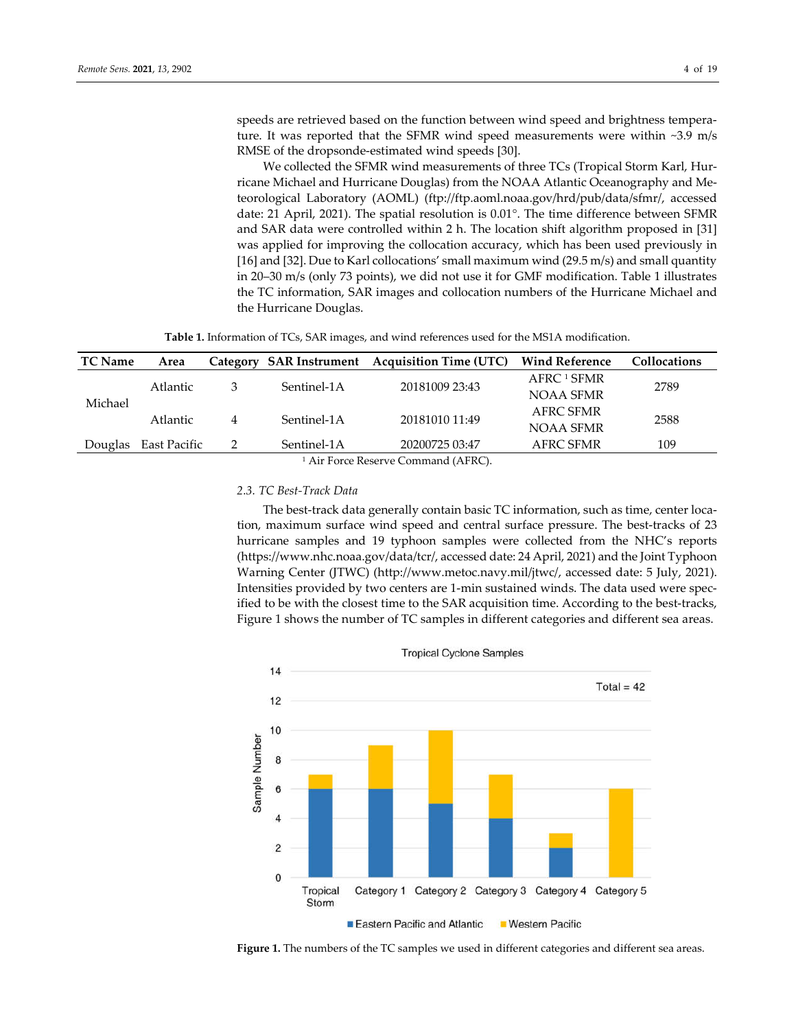speeds are retrieved based on the function between wind speed and brightness temperature. It was reported that the SFMR wind speed measurements were within ~3.9 m/s RMSE of the dropsonde-estimated wind speeds [30].

We collected the SFMR wind measurements of three TCs (Tropical Storm Karl, Hurricane Michael and Hurricane Douglas) from the NOAA Atlantic Oceanography and Meteorological Laboratory (AOML) (ftp://ftp.aoml.noaa.gov/hrd/pub/data/sfmr/, accessed date: 21 April, 2021). The spatial resolution is 0.01°. The time difference between SFMR and SAR data were controlled within 2 h. The location shift algorithm proposed in [31] was applied for improving the collocation accuracy, which has been used previously in [16] and [32]. Due to Karl collocations' small maximum wind (29.5 m/s) and small quantity in 20–30 m/s (only 73 points), we did not use it for GMF modification. Table 1 illustrates the TC information, SAR images and collocation numbers of the Hurricane Michael and the Hurricane Douglas.

**Table 1.** Information of TCs, SAR images, and wind references used for the MS1A modification.

| TC Name | Area | Category | SAR Instrument | Acquisition Time (UTC) | Wind Reference | Collocations |
|---|---|---|---|---|---|---|
| Michael | Atlantic | 3 | Sentinel-1A | 20181009 23:43 | AFRC [1] SFMR<br>NOAA SFMR | 2789 |
| | Atlantic | 4 | Sentinel-1A | 20181010 11:49 | AFRC SFMR<br>NOAA SFMR | 2588 |
| Douglas | East Pacific | 2 | Sentinel-1A | 20200725 03:47 | AFRC SFMR | 109 |

[1] Air Force Reserve Command (AFRC).

### 2.3. TC Best-Track Data

The best-track data generally contain basic TC information, such as time, center location, maximum surface wind speed and central surface pressure. The best-tracks of 23 hurricane samples and 19 typhoon samples were collected from the NHC's reports (https://www.nhc.noaa.gov/data/tcr/, accessed date: 24 April, 2021) and the Joint Typhoon Warning Center (JTWC) (http://www.metoc.navy.mil/jtwc/, accessed date: 5 July, 2021). Intensities provided by two centers are 1-min sustained winds. The data used were specified to be with the closest time to the SAR acquisition time. According to the best-tracks, Figure 1 shows the number of TC samples in different categories and different sea areas.

**Figure 1.** The numbers of the TC samples we used in different categories and different sea areas.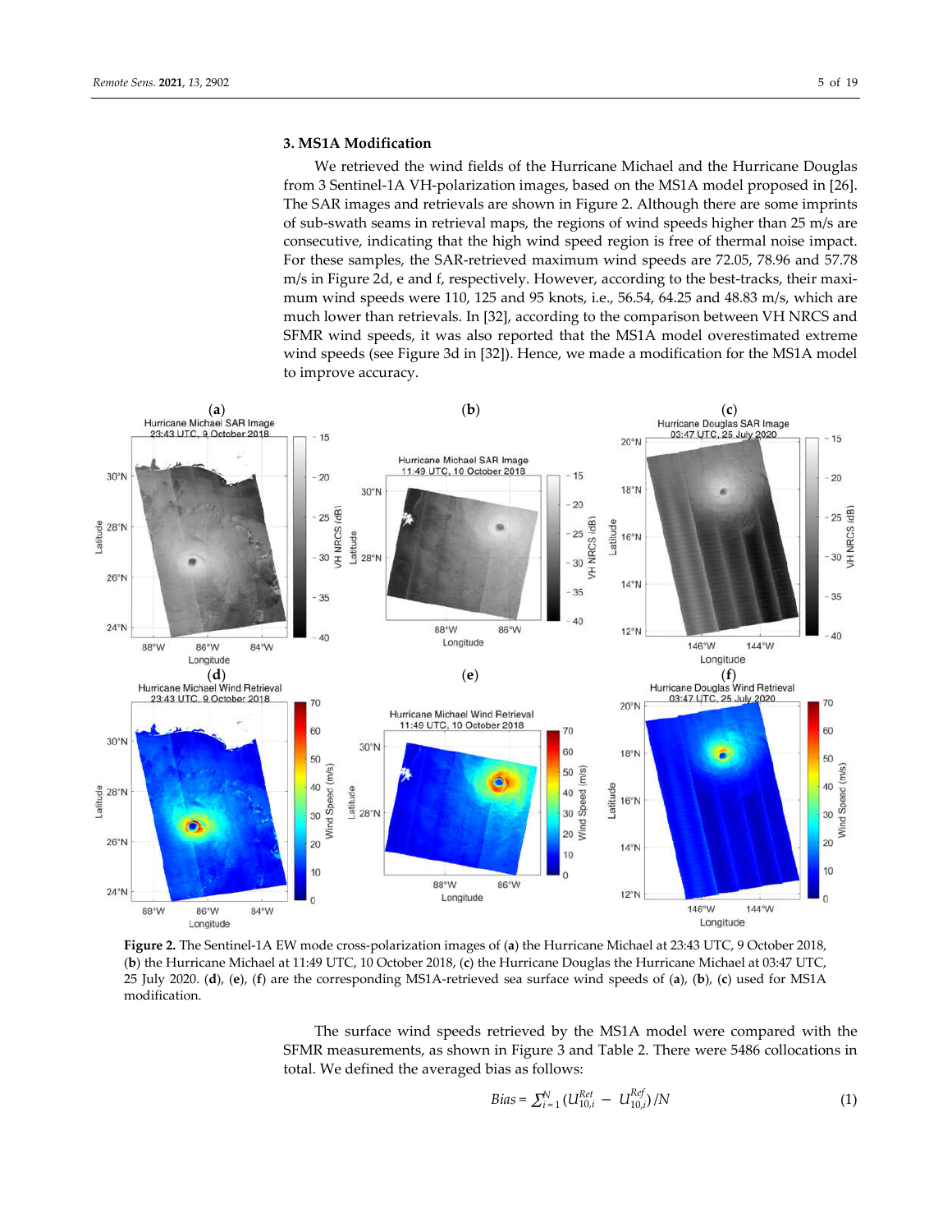## 3. MS1A Modification

We retrieved the wind fields of the Hurricane Michael and the Hurricane Douglas from 3 Sentinel-1A VH-polarization images, based on the MS1A model proposed in [26]. The SAR images and retrievals are shown in Figure 2. Although there are some imprints of sub-swath seams in retrieval maps, the regions of wind speeds higher than 25 m/s are consecutive, indicating that the high wind speed region is free of thermal noise impact. For these samples, the SAR-retrieved maximum wind speeds are 72.05, 78.96 and 57.78 m/s in Figure 2d, e and f, respectively. However, according to the best-tracks, their maximum wind speeds were 110, 125 and 95 knots, i.e., 56.54, 64.25 and 48.83 m/s, which are much lower than retrievals. In [32], according to the comparison between VH NRCS and SFMR wind speeds, it was also reported that the MS1A model overestimated extreme wind speeds (see Figure 3d in [32]). Hence, we made a modification for the MS1A model to improve accuracy.

**Figure 2.** The Sentinel-1A EW mode cross-polarization images of (**a**) the Hurricane Michael at 23:43 UTC, 9 October 2018, (**b**) the Hurricane Michael at 11:49 UTC, 10 October 2018, (**c**) the Hurricane Douglas the Hurricane Michael at 03:47 UTC, 25 July 2020. (**d**), (**e**), (**f**) are the corresponding MS1A-retrieved sea surface wind speeds of (**a**), (**b**), (**c**) used for MS1A modification.

The surface wind speeds retrieved by the MS1A model were compared with the SFMR measurements, as shown in Figure 3 and Table 2. There were 5486 collocations in total. We defined the averaged bias as follows:

$$Bias = \sum_{i=1}^{N} (U_{10,i}^{Ret} - U_{10,i}^{Ref})/N \quad (1)$$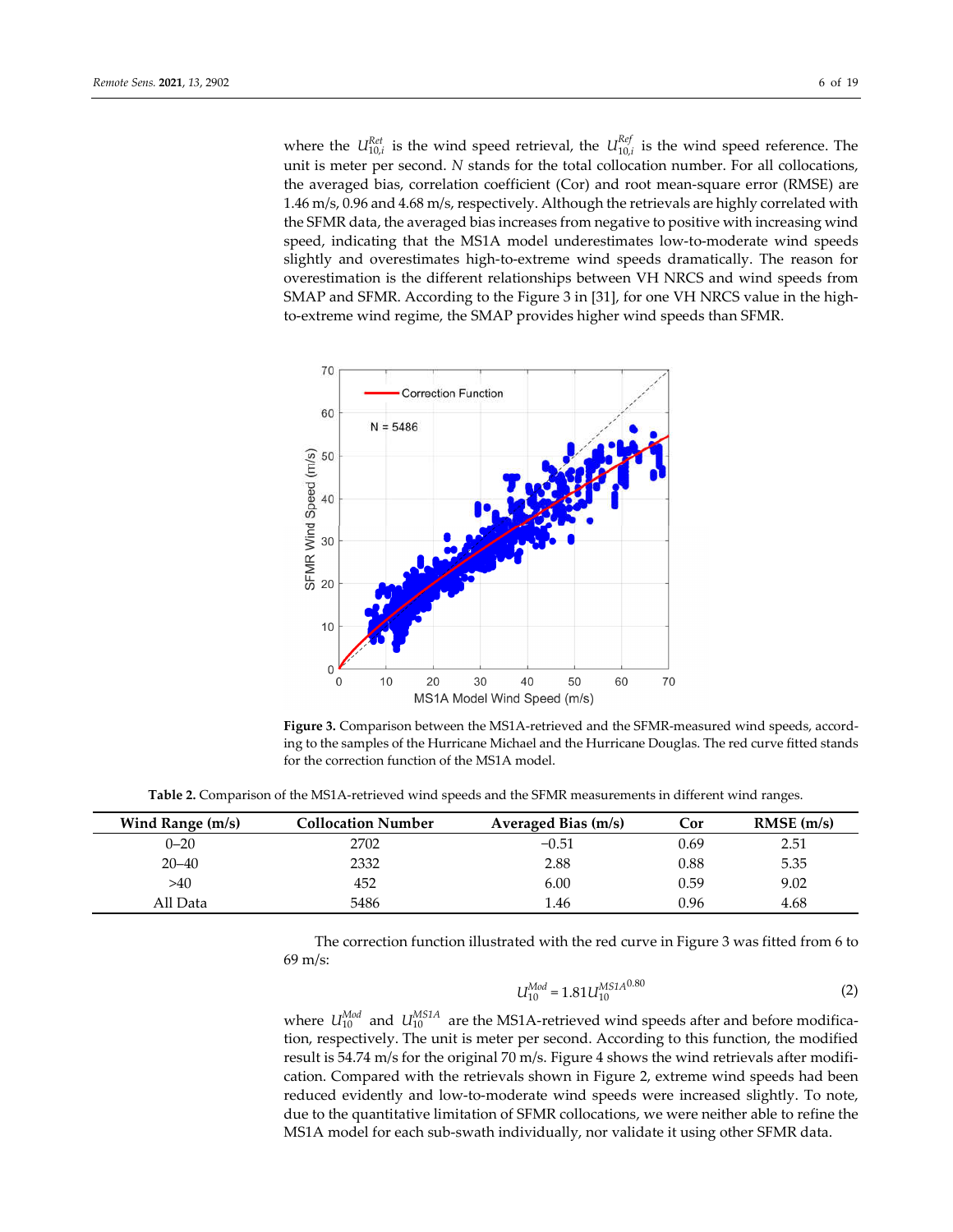where the $U_{10,i}^{Ret}$ is the wind speed retrieval, the $U_{10,i}^{Ref}$ is the wind speed reference. The unit is meter per second. $N$ stands for the total collocation number. For all collocations, the averaged bias, correlation coefficient (Cor) and root mean-square error (RMSE) are 1.46 m/s, 0.96 and 4.68 m/s, respectively. Although the retrievals are highly correlated with the SFMR data, the averaged bias increases from negative to positive with increasing wind speed, indicating that the MS1A model underestimates low-to-moderate wind speeds slightly and overestimates high-to-extreme wind speeds dramatically. The reason for overestimation is the different relationships between VH NRCS and wind speeds from SMAP and SFMR. According to the Figure 3 in [31], for one VH NRCS value in the high-to-extreme wind regime, the SMAP provides higher wind speeds than SFMR.

**Figure 3.** Comparison between the MS1A-retrieved and the SFMR-measured wind speeds, according to the samples of the Hurricane Michael and the Hurricane Douglas. The red curve fitted stands for the correction function of the MS1A model.

**Table 2.** Comparison of the MS1A-retrieved wind speeds and the SFMR measurements in different wind ranges.

| Wind Range (m/s) | Collocation Number | Averaged Bias (m/s) | Cor | RMSE (m/s) |
|---|---|---|---|---|
| 0–20 | 2702 | −0.51 | 0.69 | 2.51 |
| 20–40 | 2332 | 2.88 | 0.88 | 5.35 |
| >40 | 452 | 6.00 | 0.59 | 9.02 |
| All Data | 5486 | 1.46 | 0.96 | 4.68 |

The correction function illustrated with the red curve in Figure 3 was fitted from 6 to 69 m/s:

$$U_{10}^{Mod} = 1.81 {U_{10}^{MS1A}}^{0.80} \tag{2}$$

where $U_{10}^{Mod}$ and $U_{10}^{MS1A}$ are the MS1A-retrieved wind speeds after and before modification, respectively. The unit is meter per second. According to this function, the modified result is 54.74 m/s for the original 70 m/s. Figure 4 shows the wind retrievals after modification. Compared with the retrievals shown in Figure 2, extreme wind speeds had been reduced evidently and low-to-moderate wind speeds were increased slightly. To note, due to the quantitative limitation of SFMR collocations, we were neither able to refine the MS1A model for each sub-swath individually, nor validate it using other SFMR data.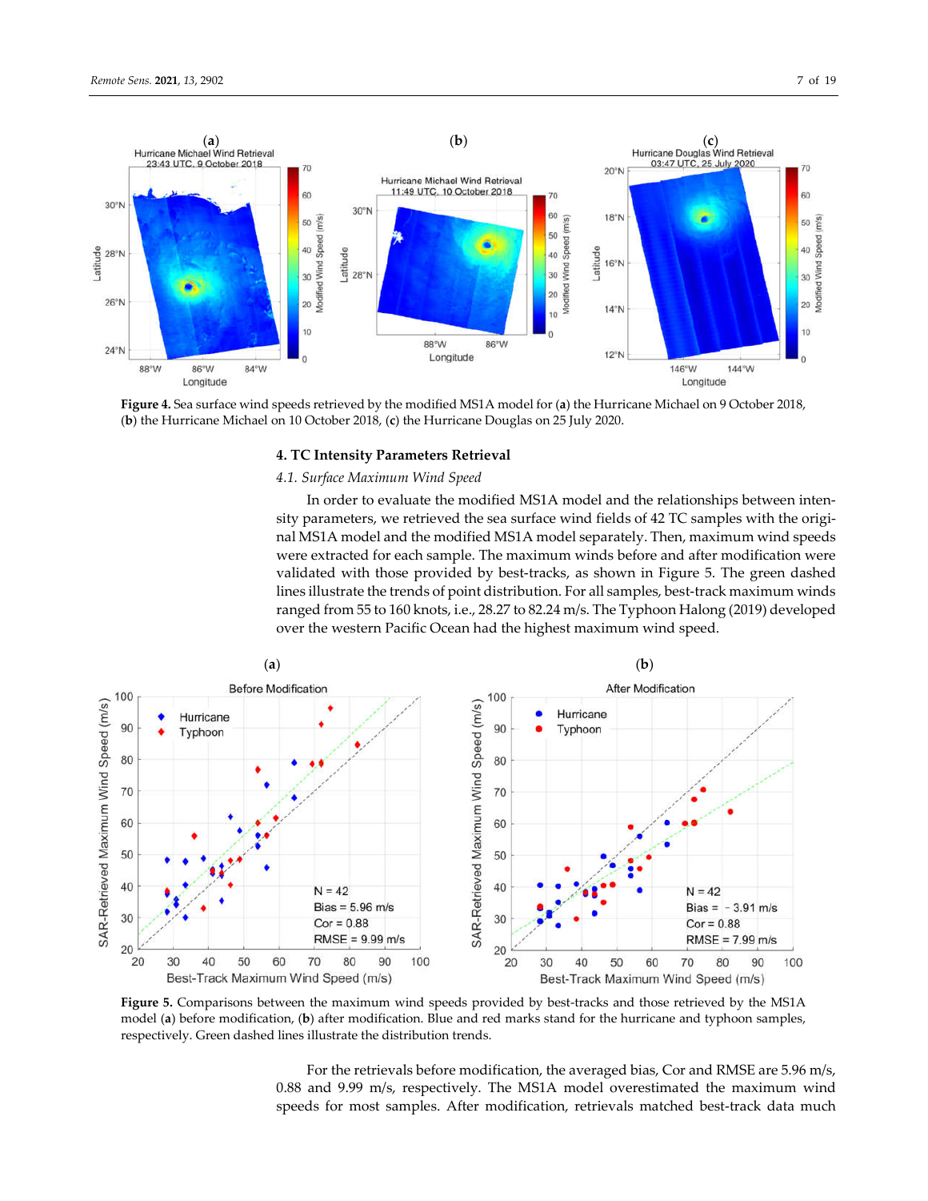**Figure 4.** Sea surface wind speeds retrieved by the modified MS1A model for (**a**) the Hurricane Michael on 9 October 2018, (**b**) the Hurricane Michael on 10 October 2018, (**c**) the Hurricane Douglas on 25 July 2020.

## 4. TC Intensity Parameters Retrieval

### 4.1. Surface Maximum Wind Speed

In order to evaluate the modified MS1A model and the relationships between intensity parameters, we retrieved the sea surface wind fields of 42 TC samples with the original MS1A model and the modified MS1A model separately. Then, maximum wind speeds were extracted for each sample. The maximum winds before and after modification were validated with those provided by best-tracks, as shown in Figure 5. The green dashed lines illustrate the trends of point distribution. For all samples, best-track maximum winds ranged from 55 to 160 knots, i.e., 28.27 to 82.24 m/s. The Typhoon Halong (2019) developed over the western Pacific Ocean had the highest maximum wind speed.

**Figure 5.** Comparisons between the maximum wind speeds provided by best-tracks and those retrieved by the MS1A model (**a**) before modification, (**b**) after modification. Blue and red marks stand for the hurricane and typhoon samples, respectively. Green dashed lines illustrate the distribution trends.

For the retrievals before modification, the averaged bias, Cor and RMSE are 5.96 m/s, 0.88 and 9.99 m/s, respectively. The MS1A model overestimated the maximum wind speeds for most samples. After modification, retrievals matched best-track data much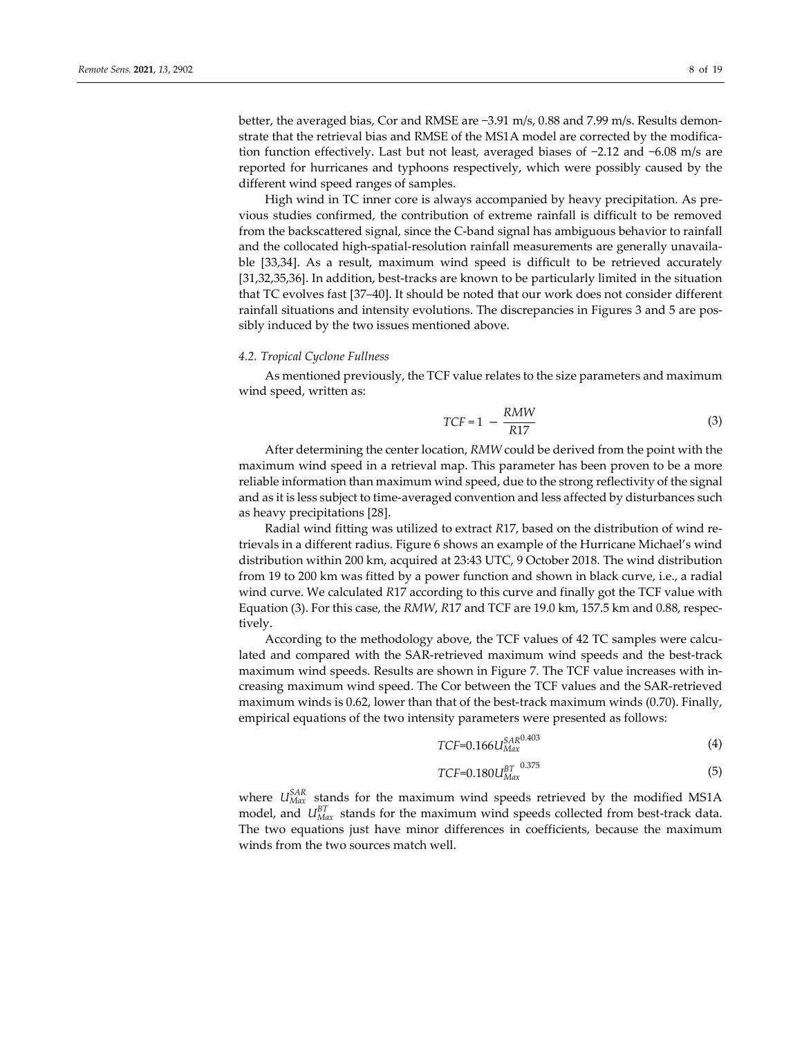better, the averaged bias, Cor and RMSE are −3.91 m/s, 0.88 and 7.99 m/s. Results demonstrate that the retrieval bias and RMSE of the MS1A model are corrected by the modification function effectively. Last but not least, averaged biases of −2.12 and −6.08 m/s are reported for hurricanes and typhoons respectively, which were possibly caused by the different wind speed ranges of samples.

High wind in TC inner core is always accompanied by heavy precipitation. As previous studies confirmed, the contribution of extreme rainfall is difficult to be removed from the backscattered signal, since the C-band signal has ambiguous behavior to rainfall and the collocated high-spatial-resolution rainfall measurements are generally unavailable [33,34]. As a result, maximum wind speed is difficult to be retrieved accurately [31,32,35,36]. In addition, best-tracks are known to be particularly limited in the situation that TC evolves fast [37–40]. It should be noted that our work does not consider different rainfall situations and intensity evolutions. The discrepancies in Figures 3 and 5 are possibly induced by the two issues mentioned above.

### 4.2. Tropical Cyclone Fullness

As mentioned previously, the TCF value relates to the size parameters and maximum wind speed, written as:

$$TCF = 1 - \frac{RMW}{R17} \tag{3}$$

After determining the center location, *RMW* could be derived from the point with the maximum wind speed in a retrieval map. This parameter has been proven to be a more reliable information than maximum wind speed, due to the strong reflectivity of the signal and as it is less subject to time-averaged convention and less affected by disturbances such as heavy precipitations [28].

Radial wind fitting was utilized to extract *R*17, based on the distribution of wind retrievals in a different radius. Figure 6 shows an example of the Hurricane Michael's wind distribution within 200 km, acquired at 23:43 UTC, 9 October 2018. The wind distribution from 19 to 200 km was fitted by a power function and shown in black curve, i.e., a radial wind curve. We calculated *R*17 according to this curve and finally got the TCF value with Equation (3). For this case, the *RMW*, *R*17 and TCF are 19.0 km, 157.5 km and 0.88, respectively.

According to the methodology above, the TCF values of 42 TC samples were calculated and compared with the SAR-retrieved maximum wind speeds and the best-track maximum wind speeds. Results are shown in Figure 7. The TCF value increases with increasing maximum wind speed. The Cor between the TCF values and the SAR-retrieved maximum winds is 0.62, lower than that of the best-track maximum winds (0.70). Finally, empirical equations of the two intensity parameters were presented as follows:

$$TCF = 0.166 {U_{Max}^{SAR}}^{0.403} \tag{4}$$

$$TCF = 0.180 {U_{Max}^{BT}}^{0.375} \tag{5}$$

where $U_{Max}^{SAR}$ stands for the maximum wind speeds retrieved by the modified MS1A model, and $U_{Max}^{BT}$ stands for the maximum wind speeds collected from best-track data. The two equations just have minor differences in coefficients, because the maximum winds from the two sources match well.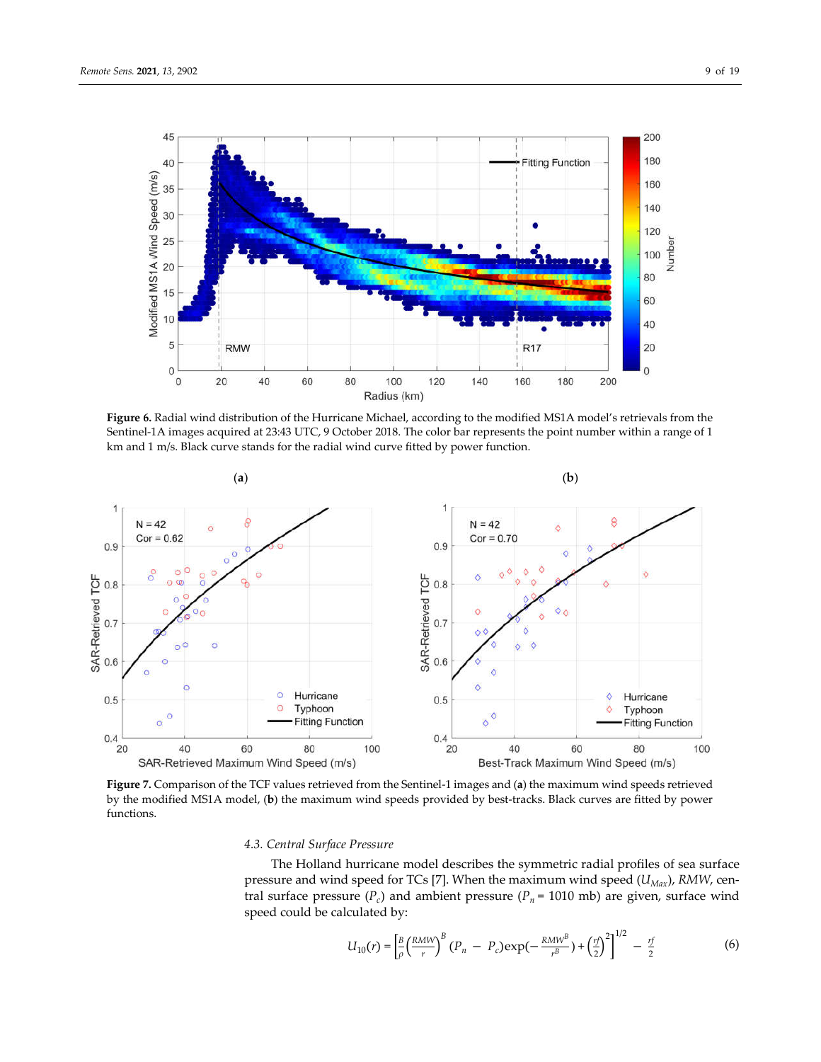Figure 6. Radial wind distribution of the Hurricane Michael, according to the modified MS1A model's retrievals from the Sentinel-1A images acquired at 23:43 UTC, 9 October 2018. The color bar represents the point number within a range of 1 km and 1 m/s. Black curve stands for the radial wind curve fitted by power function.

Figure 7. Comparison of the TCF values retrieved from the Sentinel-1 images and (a) the maximum wind speeds retrieved by the modified MS1A model, (b) the maximum wind speeds provided by best-tracks. Black curves are fitted by power functions.

### 4.3. Central Surface Pressure

The Holland hurricane model describes the symmetric radial profiles of sea surface pressure and wind speed for TCs [7]. When the maximum wind speed ($U_{Max}$), $RMW$, central surface pressure ($P_c$) and ambient pressure ($P_n$ = 1010 mb) are given, surface wind speed could be calculated by:

$$U_{10}(r) = \left[\frac{B}{\rho}\left(\frac{RMW}{r}\right)^B (P_n - P_c)\exp\left(-\frac{RMW^B}{r^B}\right) + \left(\frac{rf}{2}\right)^2\right]^{1/2} - \frac{rf}{2} \quad (6)$$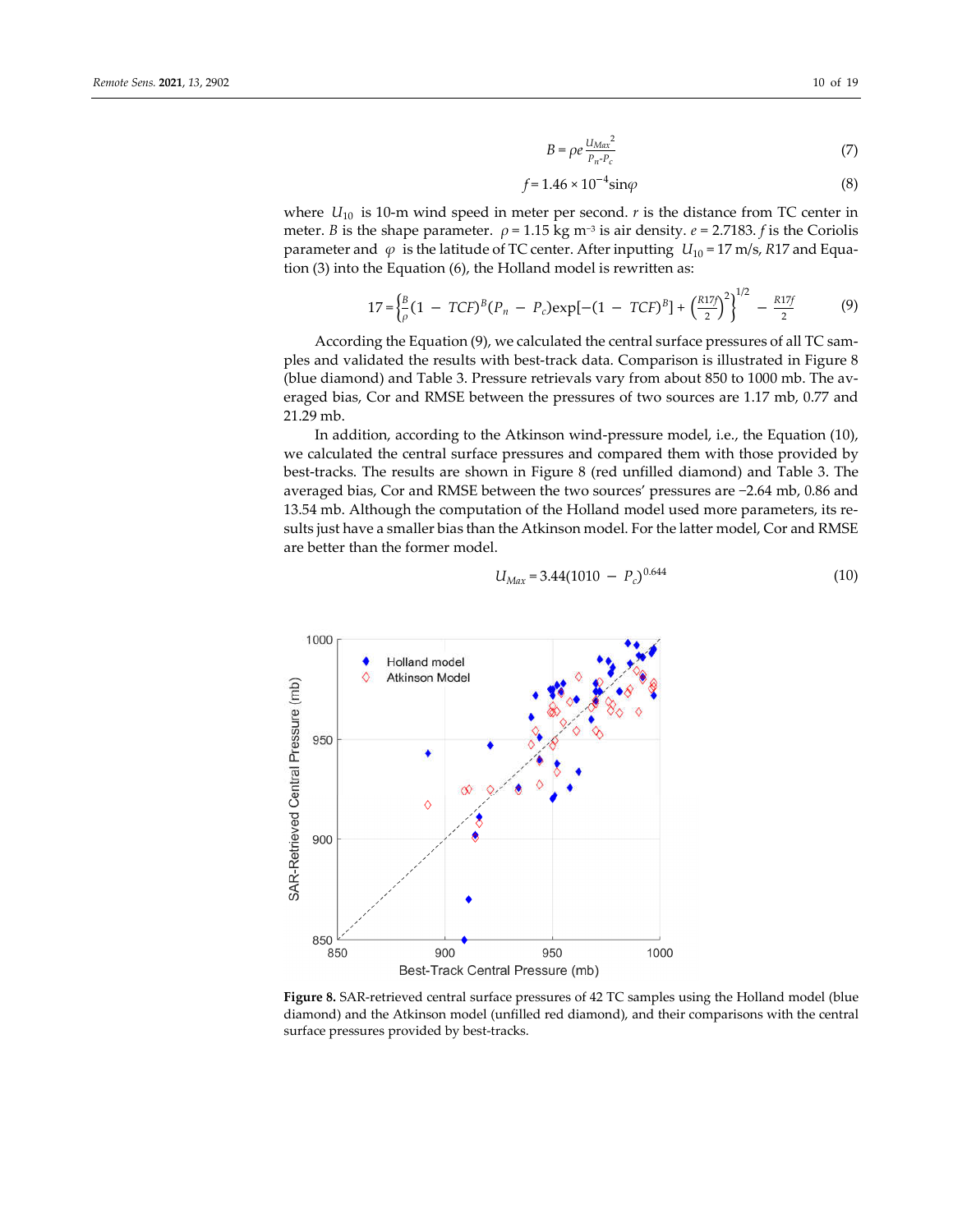$$B = \rho e \frac{U_{Max}^2}{P_n - P_c} \tag{7}$$

$$f = 1.46 \times 10^{-4} \sin\varphi \tag{8}$$

where $U_{10}$ is 10-m wind speed in meter per second. $r$ is the distance from TC center in meter. $B$ is the shape parameter. $\rho = 1.15$ kg m$^{-3}$ is air density. $e = 2.7183$. $f$ is the Coriolis parameter and $\varphi$ is the latitude of TC center. After inputting $U_{10} = 17$ m/s, $R17$ and Equation (3) into the Equation (6), the Holland model is rewritten as:

$$17 = \left\{ \frac{B}{\rho}(1 - TCF)^B (P_n - P_c) \exp[-(1 - TCF)^B] + \left(\frac{R17f}{2}\right)^2 \right\}^{1/2} - \frac{R17f}{2} \tag{9}$$

According the Equation (9), we calculated the central surface pressures of all TC samples and validated the results with best-track data. Comparison is illustrated in Figure 8 (blue diamond) and Table 3. Pressure retrievals vary from about 850 to 1000 mb. The averaged bias, Cor and RMSE between the pressures of two sources are 1.17 mb, 0.77 and 21.29 mb.

In addition, according to the Atkinson wind-pressure model, i.e., the Equation (10), we calculated the central surface pressures and compared them with those provided by best-tracks. The results are shown in Figure 8 (red unfilled diamond) and Table 3. The averaged bias, Cor and RMSE between the two sources' pressures are −2.64 mb, 0.86 and 13.54 mb. Although the computation of the Holland model used more parameters, its results just have a smaller bias than the Atkinson model. For the latter model, Cor and RMSE are better than the former model.

$$U_{Max} = 3.44(1010 - P_c)^{0.644} \tag{10}$$

**Figure 8.** SAR-retrieved central surface pressures of 42 TC samples using the Holland model (blue diamond) and the Atkinson model (unfilled red diamond), and their comparisons with the central surface pressures provided by best-tracks.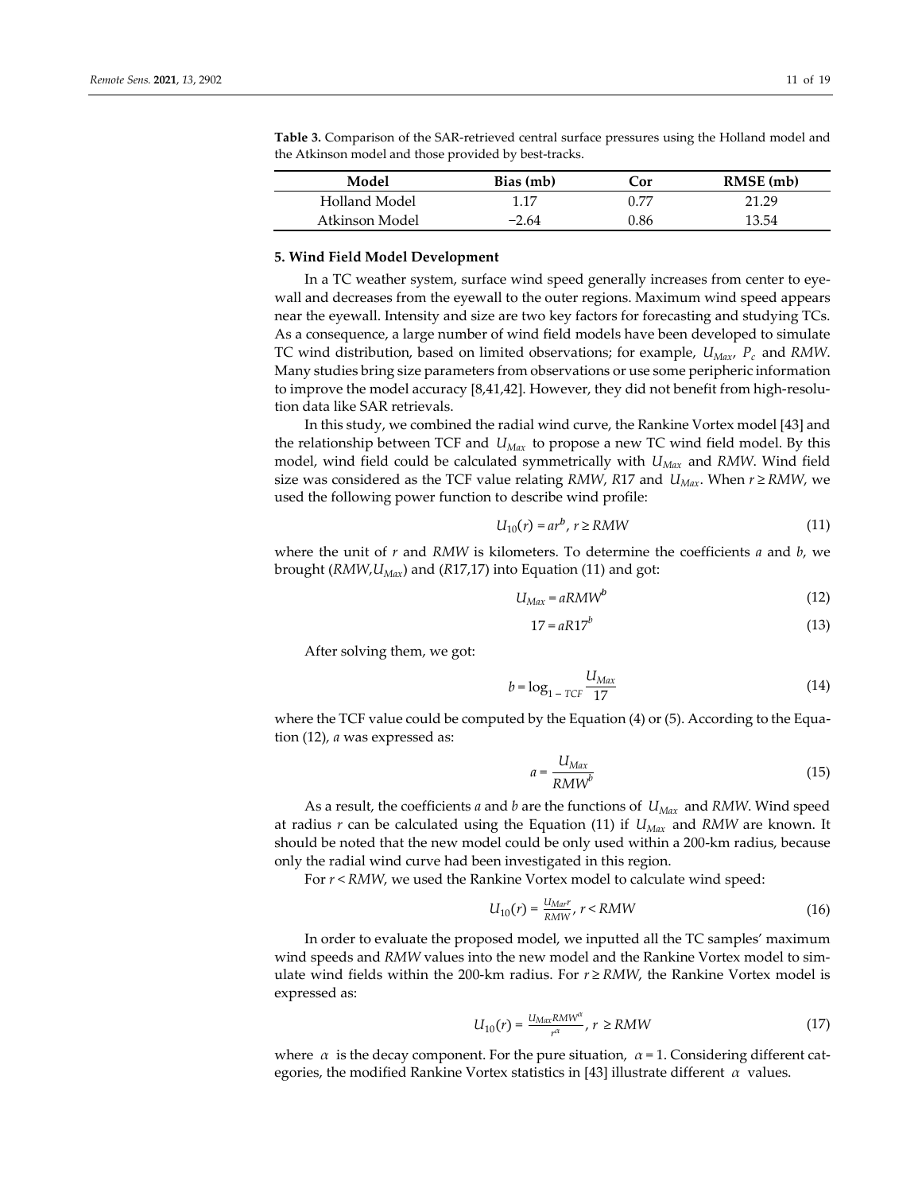**Table 3.** Comparison of the SAR-retrieved central surface pressures using the Holland model and the Atkinson model and those provided by best-tracks.

| Model | Bias (mb) | Cor | RMSE (mb) |
| --- | --- | --- | --- |
| Holland Model | 1.17 | 0.77 | 21.29 |
| Atkinson Model | −2.64 | 0.86 | 13.54 |

## 5. Wind Field Model Development

In a TC weather system, surface wind speed generally increases from center to eyewall and decreases from the eyewall to the outer regions. Maximum wind speed appears near the eyewall. Intensity and size are two key factors for forecasting and studying TCs. As a consequence, a large number of wind field models have been developed to simulate TC wind distribution, based on limited observations; for example, $U_{Max}$, $P_c$ and *RMW*. Many studies bring size parameters from observations or use some peripheric information to improve the model accuracy [8,41,42]. However, they did not benefit from high-resolution data like SAR retrievals.

In this study, we combined the radial wind curve, the Rankine Vortex model [43] and the relationship between TCF and $U_{Max}$ to propose a new TC wind field model. By this model, wind field could be calculated symmetrically with $U_{Max}$ and *RMW*. Wind field size was considered as the TCF value relating *RMW*, *R*17 and $U_{Max}$. When $r \geq RMW$, we used the following power function to describe wind profile:

$$U_{10}(r) = ar^{b},\ r \geq RMW \tag{11}$$

where the unit of $r$ and *RMW* is kilometers. To determine the coefficients $a$ and $b$, we brought ($RMW$,$U_{Max}$) and ($R17$,17) into Equation (11) and got:

$$U_{Max} = aRMW^{b} \tag{12}$$

$$17 = aR17^{b} \tag{13}$$

After solving them, we got:

$$b = \log_{1-TCF}\frac{U_{Max}}{17} \tag{14}$$

where the TCF value could be computed by the Equation (4) or (5). According to the Equation (12), $a$ was expressed as:

$$a = \frac{U_{Max}}{RMW^{b}} \tag{15}$$

As a result, the coefficients $a$ and $b$ are the functions of $U_{Max}$ and *RMW*. Wind speed at radius $r$ can be calculated using the Equation (11) if $U_{Max}$ and *RMW* are known. It should be noted that the new model could be only used within a 200-km radius, because only the radial wind curve had been investigated in this region.

For $r < RMW$, we used the Rankine Vortex model to calculate wind speed:

$$U_{10}(r) = \frac{U_{Max}r}{RMW},\ r < RMW \tag{16}$$

In order to evaluate the proposed model, we inputted all the TC samples' maximum wind speeds and *RMW* values into the new model and the Rankine Vortex model to simulate wind fields within the 200-km radius. For $r \geq RMW$, the Rankine Vortex model is expressed as:

$$U_{10}(r) = \frac{U_{Max}RMW^{\alpha}}{r^{\alpha}},\ r \geq RMW \tag{17}$$

where $\alpha$ is the decay component. For the pure situation, $\alpha = 1$. Considering different categories, the modified Rankine Vortex statistics in [43] illustrate different $\alpha$ values.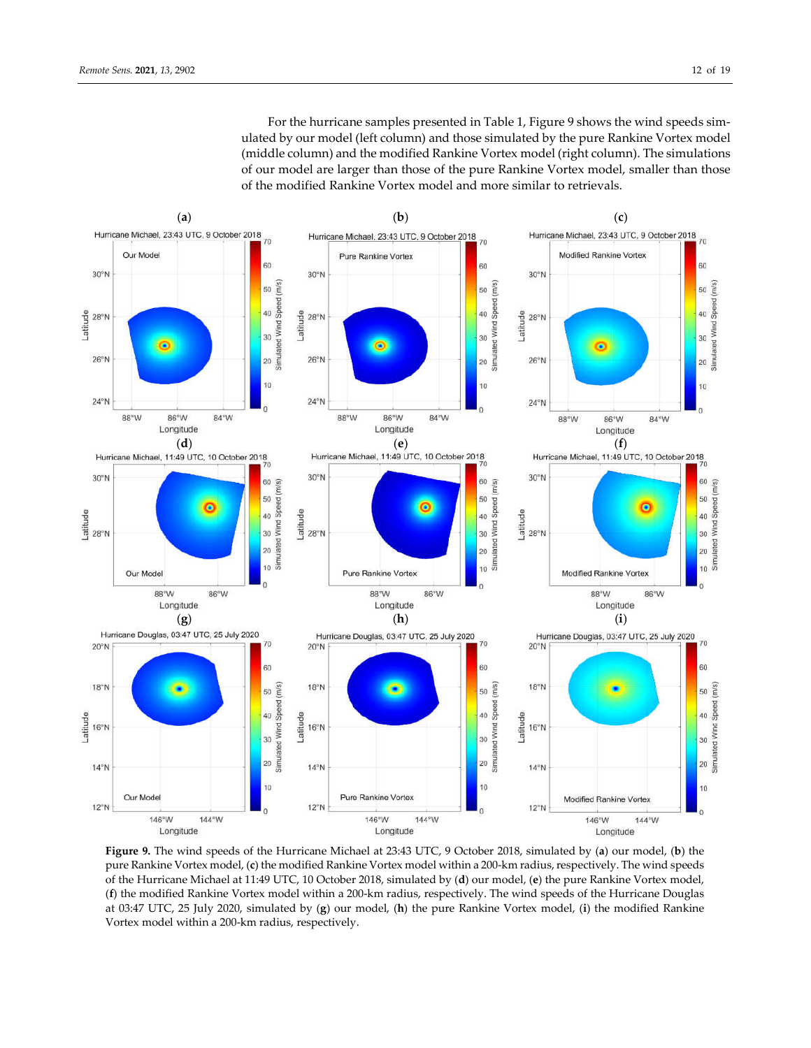For the hurricane samples presented in Table 1, Figure 9 shows the wind speeds simulated by our model (left column) and those simulated by the pure Rankine Vortex model (middle column) and the modified Rankine Vortex model (right column). The simulations of our model are larger than those of the pure Rankine Vortex model, smaller than those of the modified Rankine Vortex model and more similar to retrievals.

**Figure 9.** The wind speeds of the Hurricane Michael at 23:43 UTC, 9 October 2018, simulated by (**a**) our model, (**b**) the pure Rankine Vortex model, (**c**) the modified Rankine Vortex model within a 200-km radius, respectively. The wind speeds of the Hurricane Michael at 11:49 UTC, 10 October 2018, simulated by (**d**) our model, (**e**) the pure Rankine Vortex model, (**f**) the modified Rankine Vortex model within a 200-km radius, respectively. The wind speeds of the Hurricane Douglas at 03:47 UTC, 25 July 2020, simulated by (**g**) our model, (**h**) the pure Rankine Vortex model, (**i**) the modified Rankine Vortex model within a 200-km radius, respectively.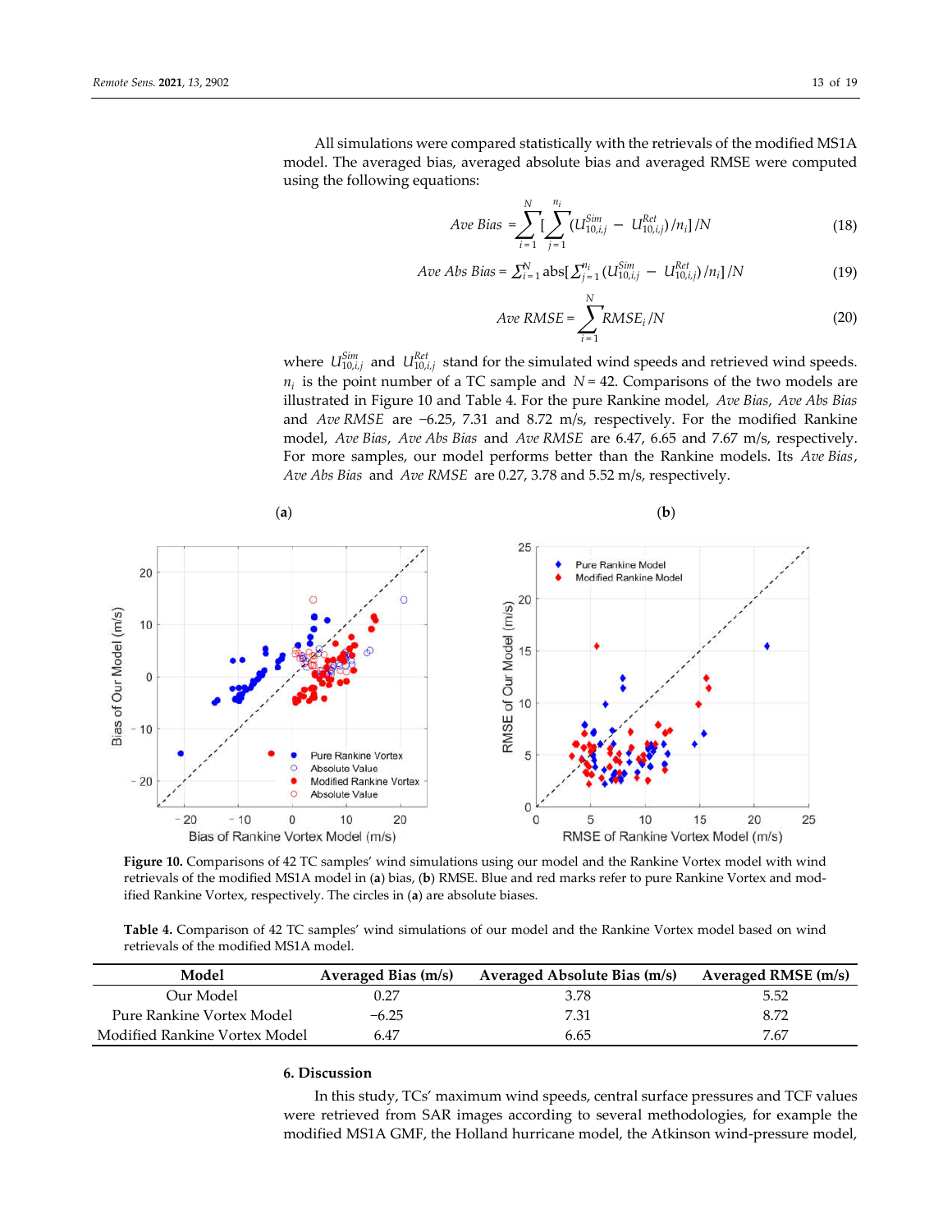All simulations were compared statistically with the retrievals of the modified MS1A model. The averaged bias, averaged absolute bias and averaged RMSE were computed using the following equations:

$$Ave\ Bias = \sum_{i=1}^{N}\left[\sum_{j=1}^{n_i}\left(U_{10,i,j}^{Sim} - U_{10,i,j}^{Ret}\right)/n_i\right]/N \tag{18}$$

$$Ave\ Abs\ Bias = \sum_{i=1}^{N} \text{abs}\left[\sum_{j=1}^{n_i}\left(U_{10,i,j}^{Sim} - U_{10,i,j}^{Ret}\right)/n_i\right]/N \tag{19}$$

$$Ave\ RMSE = \sum_{i=1}^{N} RMSE_i/N \tag{20}$$

where $U_{10,i,j}^{Sim}$ and $U_{10,i,j}^{Ret}$ stand for the simulated wind speeds and retrieved wind speeds. $n_i$ is the point number of a TC sample and $N = 42$. Comparisons of the two models are illustrated in Figure 10 and Table 4. For the pure Rankine model, *Ave Bias*, *Ave Abs Bias* and *Ave RMSE* are −6.25, 7.31 and 8.72 m/s, respectively. For the modified Rankine model, *Ave Bias*, *Ave Abs Bias* and *Ave RMSE* are 6.47, 6.65 and 7.67 m/s, respectively. For more samples, our model performs better than the Rankine models. Its *Ave Bias*, *Ave Abs Bias* and *Ave RMSE* are 0.27, 3.78 and 5.52 m/s, respectively.

**Figure 10.** Comparisons of 42 TC samples' wind simulations using our model and the Rankine Vortex model with wind retrievals of the modified MS1A model in (**a**) bias, (**b**) RMSE. Blue and red marks refer to pure Rankine Vortex and modified Rankine Vortex, respectively. The circles in (**a**) are absolute biases.

**Table 4.** Comparison of 42 TC samples' wind simulations of our model and the Rankine Vortex model based on wind retrievals of the modified MS1A model.

| Model | Averaged Bias (m/s) | Averaged Absolute Bias (m/s) | Averaged RMSE (m/s) |
|---|---|---|---|
| Our Model | 0.27 | 3.78 | 5.52 |
| Pure Rankine Vortex Model | −6.25 | 7.31 | 8.72 |
| Modified Rankine Vortex Model | 6.47 | 6.65 | 7.67 |

## 6. Discussion

In this study, TCs' maximum wind speeds, central surface pressures and TCF values were retrieved from SAR images according to several methodologies, for example the modified MS1A GMF, the Holland hurricane model, the Atkinson wind-pressure model,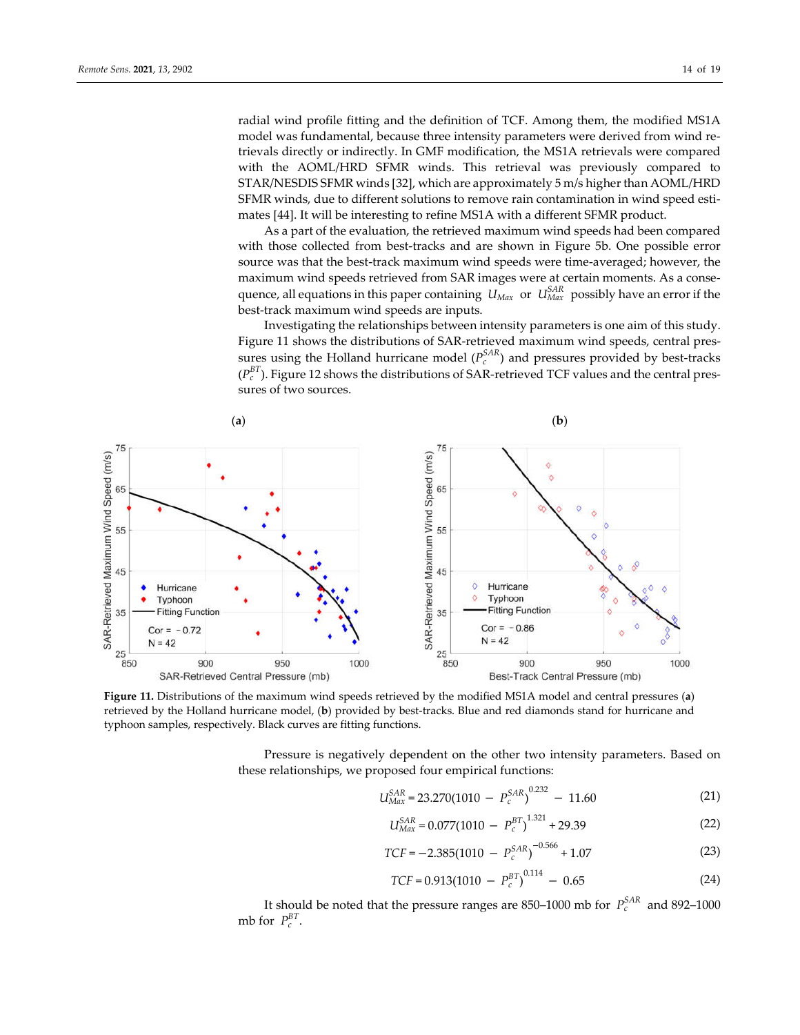radial wind profile fitting and the definition of TCF. Among them, the modified MS1A model was fundamental, because three intensity parameters were derived from wind retrievals directly or indirectly. In GMF modification, the MS1A retrievals were compared with the AOML/HRD SFMR winds. This retrieval was previously compared to STAR/NESDIS SFMR winds [32], which are approximately 5 m/s higher than AOML/HRD SFMR winds, due to different solutions to remove rain contamination in wind speed estimates [44]. It will be interesting to refine MS1A with a different SFMR product.

As a part of the evaluation, the retrieved maximum wind speeds had been compared with those collected from best-tracks and are shown in Figure 5b. One possible error source was that the best-track maximum wind speeds were time-averaged; however, the maximum wind speeds retrieved from SAR images were at certain moments. As a consequence, all equations in this paper containing $U_{Max}$ or $U_{Max}^{SAR}$ possibly have an error if the best-track maximum wind speeds are inputs.

Investigating the relationships between intensity parameters is one aim of this study. Figure 11 shows the distributions of SAR-retrieved maximum wind speeds, central pressures using the Holland hurricane model ($P_c^{SAR}$) and pressures provided by best-tracks ($P_c^{BT}$). Figure 12 shows the distributions of SAR-retrieved TCF values and the central pressures of two sources.

**Figure 11.** Distributions of the maximum wind speeds retrieved by the modified MS1A model and central pressures (**a**) retrieved by the Holland hurricane model, (**b**) provided by best-tracks. Blue and red diamonds stand for hurricane and typhoon samples, respectively. Black curves are fitting functions.

Pressure is negatively dependent on the other two intensity parameters. Based on these relationships, we proposed four empirical functions:

$$U_{Max}^{SAR} = 23.270(1010 - P_c^{SAR})^{0.232} - 11.60 \tag{21}$$

$$U_{Max}^{SAR} = 0.077(1010 - P_c^{BT})^{1.321} + 29.39 \tag{22}$$

$$TCF = -2.385(1010 - P_c^{SAR})^{-0.566} + 1.07 \tag{23}$$

$$TCF = 0.913(1010 - P_c^{BT})^{0.114} - 0.65 \tag{24}$$

It should be noted that the pressure ranges are 850–1000 mb for $P_c^{SAR}$ and 892–1000 mb for $P_c^{BT}$.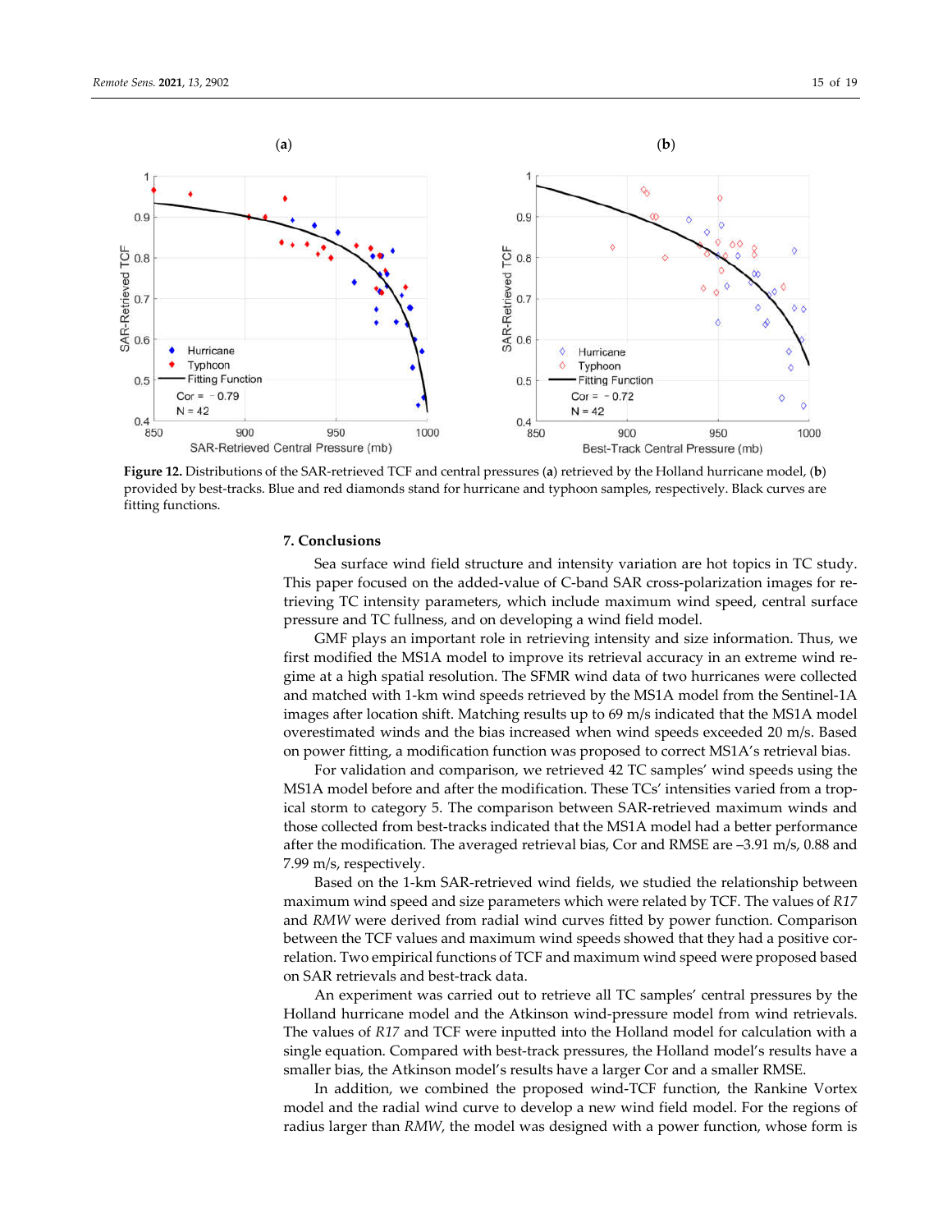Figure 12. Distributions of the SAR-retrieved TCF and central pressures (**a**) retrieved by the Holland hurricane model, (**b**) provided by best-tracks. Blue and red diamonds stand for hurricane and typhoon samples, respectively. Black curves are fitting functions.

## 7. Conclusions

Sea surface wind field structure and intensity variation are hot topics in TC study. This paper focused on the added-value of C-band SAR cross-polarization images for retrieving TC intensity parameters, which include maximum wind speed, central surface pressure and TC fullness, and on developing a wind field model.

GMF plays an important role in retrieving intensity and size information. Thus, we first modified the MS1A model to improve its retrieval accuracy in an extreme wind regime at a high spatial resolution. The SFMR wind data of two hurricanes were collected and matched with 1-km wind speeds retrieved by the MS1A model from the Sentinel-1A images after location shift. Matching results up to 69 m/s indicated that the MS1A model overestimated winds and the bias increased when wind speeds exceeded 20 m/s. Based on power fitting, a modification function was proposed to correct MS1A's retrieval bias.

For validation and comparison, we retrieved 42 TC samples' wind speeds using the MS1A model before and after the modification. These TCs' intensities varied from a tropical storm to category 5. The comparison between SAR-retrieved maximum winds and those collected from best-tracks indicated that the MS1A model had a better performance after the modification. The averaged retrieval bias, Cor and RMSE are −3.91 m/s, 0.88 and 7.99 m/s, respectively.

Based on the 1-km SAR-retrieved wind fields, we studied the relationship between maximum wind speed and size parameters which were related by TCF. The values of *R17* and *RMW* were derived from radial wind curves fitted by power function. Comparison between the TCF values and maximum wind speeds showed that they had a positive correlation. Two empirical functions of TCF and maximum wind speed were proposed based on SAR retrievals and best-track data.

An experiment was carried out to retrieve all TC samples' central pressures by the Holland hurricane model and the Atkinson wind-pressure model from wind retrievals. The values of *R17* and TCF were inputted into the Holland model for calculation with a single equation. Compared with best-track pressures, the Holland model's results have a smaller bias, the Atkinson model's results have a larger Cor and a smaller RMSE.

In addition, we combined the proposed wind-TCF function, the Rankine Vortex model and the radial wind curve to develop a new wind field model. For the regions of radius larger than *RMW*, the model was designed with a power function, whose form is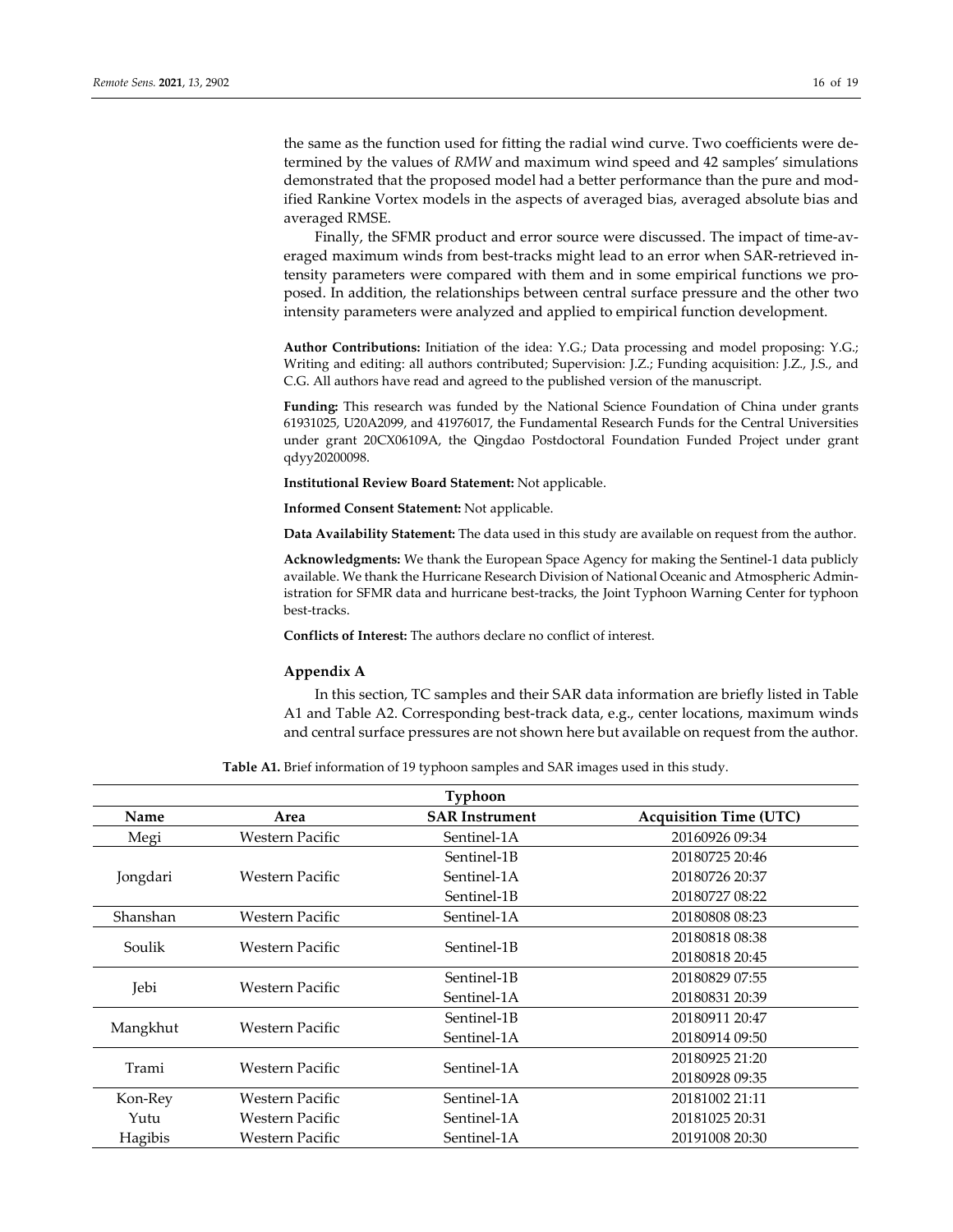the same as the function used for fitting the radial wind curve. Two coefficients were determined by the values of *RMW* and maximum wind speed and 42 samples' simulations demonstrated that the proposed model had a better performance than the pure and modified Rankine Vortex models in the aspects of averaged bias, averaged absolute bias and averaged RMSE.

Finally, the SFMR product and error source were discussed. The impact of time-averaged maximum winds from best-tracks might lead to an error when SAR-retrieved intensity parameters were compared with them and in some empirical functions we proposed. In addition, the relationships between central surface pressure and the other two intensity parameters were analyzed and applied to empirical function development.

**Author Contributions:** Initiation of the idea: Y.G.; Data processing and model proposing: Y.G.; Writing and editing: all authors contributed; Supervision: J.Z.; Funding acquisition: J.Z., J.S., and C.G. All authors have read and agreed to the published version of the manuscript.

**Funding:** This research was funded by the National Science Foundation of China under grants 61931025, U20A2099, and 41976017, the Fundamental Research Funds for the Central Universities under grant 20CX06109A, the Qingdao Postdoctoral Foundation Funded Project under grant qdyy20200098.

**Institutional Review Board Statement:** Not applicable.

**Informed Consent Statement:** Not applicable.

**Data Availability Statement:** The data used in this study are available on request from the author.

**Acknowledgments:** We thank the European Space Agency for making the Sentinel-1 data publicly available. We thank the Hurricane Research Division of National Oceanic and Atmospheric Administration for SFMR data and hurricane best-tracks, the Joint Typhoon Warning Center for typhoon best-tracks.

**Conflicts of Interest:** The authors declare no conflict of interest.

## Appendix A

In this section, TC samples and their SAR data information are briefly listed in Table A1 and Table A2. Corresponding best-track data, e.g., center locations, maximum winds and central surface pressures are not shown here but available on request from the author.

**Table A1.** Brief information of 19 typhoon samples and SAR images used in this study.

| Typhoon | | | |
|---|---|---|---|
| **Name** | **Area** | **SAR Instrument** | **Acquisition Time (UTC)** |
| Megi | Western Pacific | Sentinel-1A | 20160926 09:34 |
| Jongdari | Western Pacific | Sentinel-1B | 20180725 20:46 |
| | | Sentinel-1A | 20180726 20:37 |
| | | Sentinel-1B | 20180727 08:22 |
| Shanshan | Western Pacific | Sentinel-1A | 20180808 08:23 |
| Soulik | Western Pacific | Sentinel-1B | 20180818 08:38 |
| | | | 20180818 20:45 |
| Jebi | Western Pacific | Sentinel-1B | 20180829 07:55 |
| | | Sentinel-1A | 20180831 20:39 |
| Mangkhut | Western Pacific | Sentinel-1B | 20180911 20:47 |
| | | Sentinel-1A | 20180914 09:50 |
| Trami | Western Pacific | Sentinel-1A | 20180925 21:20 |
| | | | 20180928 09:35 |
| Kon-Rey | Western Pacific | Sentinel-1A | 20181002 21:11 |
| Yutu | Western Pacific | Sentinel-1A | 20181025 20:31 |
| Hagibis | Western Pacific | Sentinel-1A | 20191008 20:30 |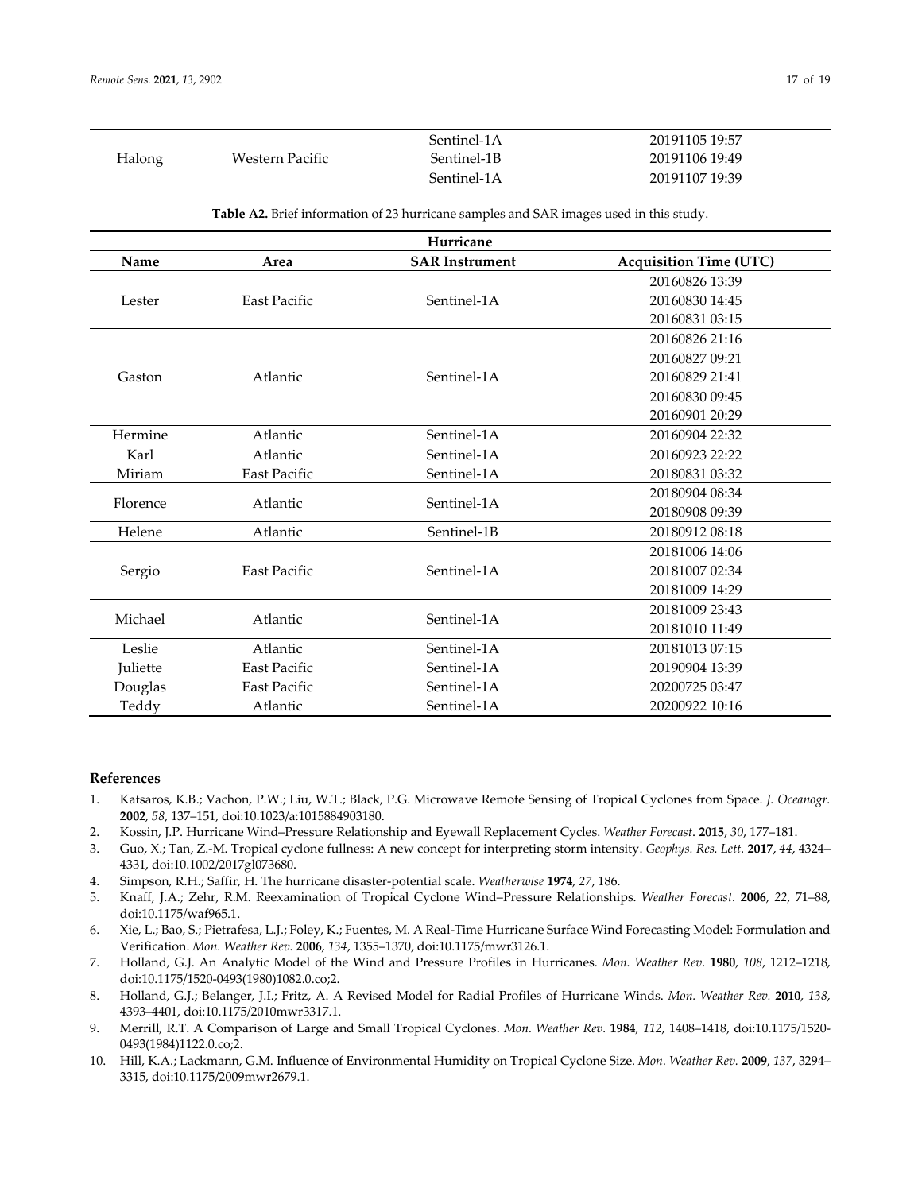| | | | |
|---|---|---|---|
| Halong | Western Pacific | Sentinel-1A | 20191105 19:57 |
| | | Sentinel-1B | 20191106 19:49 |
| | | Sentinel-1A | 20191107 19:39 |

**Table A2.** Brief information of 23 hurricane samples and SAR images used in this study.

| Hurricane | | | |
|---|---|---|---|
| **Name** | **Area** | **SAR Instrument** | **Acquisition Time (UTC)** |
| Lester | East Pacific | Sentinel-1A | 20160826 13:39 |
| | | | 20160830 14:45 |
| | | | 20160831 03:15 |
| Gaston | Atlantic | Sentinel-1A | 20160826 21:16 |
| | | | 20160827 09:21 |
| | | | 20160829 21:41 |
| | | | 20160830 09:45 |
| | | | 20160901 20:29 |
| Hermine | Atlantic | Sentinel-1A | 20160904 22:32 |
| Karl | Atlantic | Sentinel-1A | 20160923 22:22 |
| Miriam | East Pacific | Sentinel-1A | 20180831 03:32 |
| Florence | Atlantic | Sentinel-1A | 20180904 08:34 |
| | | | 20180908 09:39 |
| Helene | Atlantic | Sentinel-1B | 20180912 08:18 |
| Sergio | East Pacific | Sentinel-1A | 20181006 14:06 |
| | | | 20181007 02:34 |
| | | | 20181009 14:29 |
| Michael | Atlantic | Sentinel-1A | 20181009 23:43 |
| | | | 20181010 11:49 |
| Leslie | Atlantic | Sentinel-1A | 20181013 07:15 |
| Juliette | East Pacific | Sentinel-1A | 20190904 13:39 |
| Douglas | East Pacific | Sentinel-1A | 20200725 03:47 |
| Teddy | Atlantic | Sentinel-1A | 20200922 10:16 |

## References

1. Katsaros, K.B.; Vachon, P.W.; Liu, W.T.; Black, P.G. Microwave Remote Sensing of Tropical Cyclones from Space. *J. Oceanogr.* **2002**, *58*, 137–151, doi:10.1023/a:1015884903180.
2. Kossin, J.P. Hurricane Wind–Pressure Relationship and Eyewall Replacement Cycles. *Weather Forecast*. **2015**, *30*, 177–181.
3. Guo, X.; Tan, Z.-M. Tropical cyclone fullness: A new concept for interpreting storm intensity. *Geophys. Res. Lett.* **2017**, *44*, 4324–4331, doi:10.1002/2017gl073680.
4. Simpson, R.H.; Saffir, H. The hurricane disaster-potential scale. *Weatherwise* **1974**, *27*, 186.
5. Knaff, J.A.; Zehr, R.M. Reexamination of Tropical Cyclone Wind–Pressure Relationships. *Weather Forecast.* **2006**, *22*, 71–88, doi:10.1175/waf965.1.
6. Xie, L.; Bao, S.; Pietrafesa, L.J.; Foley, K.; Fuentes, M. A Real-Time Hurricane Surface Wind Forecasting Model: Formulation and Verification. *Mon. Weather Rev.* **2006**, *134*, 1355–1370, doi:10.1175/mwr3126.1.
7. Holland, G.J. An Analytic Model of the Wind and Pressure Profiles in Hurricanes. *Mon. Weather Rev.* **1980**, *108*, 1212–1218, doi:10.1175/1520-0493(1980)1082.0.co;2.
8. Holland, G.J.; Belanger, J.I.; Fritz, A. A Revised Model for Radial Profiles of Hurricane Winds. *Mon. Weather Rev.* **2010**, *138*, 4393–4401, doi:10.1175/2010mwr3317.1.
9. Merrill, R.T. A Comparison of Large and Small Tropical Cyclones. *Mon. Weather Rev.* **1984**, *112*, 1408–1418, doi:10.1175/1520-0493(1984)1122.0.co;2.
10. Hill, K.A.; Lackmann, G.M. Influence of Environmental Humidity on Tropical Cyclone Size. *Mon. Weather Rev.* **2009**, *137*, 3294–3315, doi:10.1175/2009mwr2679.1.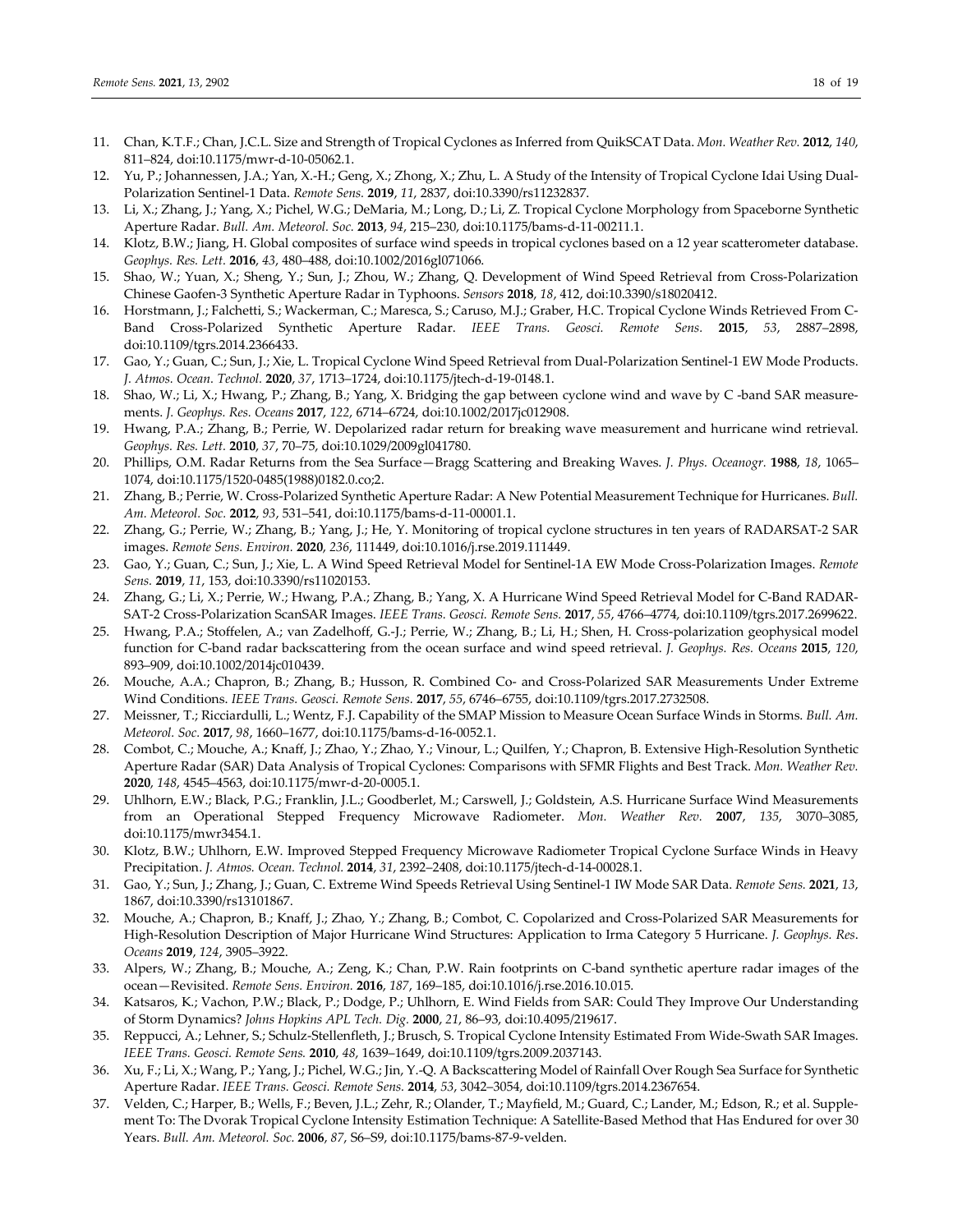11. Chan, K.T.F.; Chan, J.C.L. Size and Strength of Tropical Cyclones as Inferred from QuikSCAT Data. *Mon. Weather Rev.* **2012**, *140*, 811–824, doi:10.1175/mwr-d-10-05062.1.
12. Yu, P.; Johannessen, J.A.; Yan, X.-H.; Geng, X.; Zhong, X.; Zhu, L. A Study of the Intensity of Tropical Cyclone Idai Using Dual-Polarization Sentinel-1 Data. *Remote Sens.* **2019**, *11*, 2837, doi:10.3390/rs11232837.
13. Li, X.; Zhang, J.; Yang, X.; Pichel, W.G.; DeMaria, M.; Long, D.; Li, Z. Tropical Cyclone Morphology from Spaceborne Synthetic Aperture Radar. *Bull. Am. Meteorol. Soc.* **2013**, *94*, 215–230, doi:10.1175/bams-d-11-00211.1.
14. Klotz, B.W.; Jiang, H. Global composites of surface wind speeds in tropical cyclones based on a 12 year scatterometer database. *Geophys. Res. Lett.* **2016**, *43*, 480–488, doi:10.1002/2016gl071066.
15. Shao, W.; Yuan, X.; Sheng, Y.; Sun, J.; Zhou, W.; Zhang, Q. Development of Wind Speed Retrieval from Cross-Polarization Chinese Gaofen-3 Synthetic Aperture Radar in Typhoons. *Sensors* **2018**, *18*, 412, doi:10.3390/s18020412.
16. Horstmann, J.; Falchetti, S.; Wackerman, C.; Maresca, S.; Caruso, M.J.; Graber, H.C. Tropical Cyclone Winds Retrieved From C-Band Cross-Polarized Synthetic Aperture Radar. *IEEE Trans. Geosci. Remote Sens.* **2015**, *53*, 2887–2898, doi:10.1109/tgrs.2014.2366433.
17. Gao, Y.; Guan, C.; Sun, J.; Xie, L. Tropical Cyclone Wind Speed Retrieval from Dual-Polarization Sentinel-1 EW Mode Products. *J. Atmos. Ocean. Technol.* **2020**, *37*, 1713–1724, doi:10.1175/jtech-d-19-0148.1.
18. Shao, W.; Li, X.; Hwang, P.; Zhang, B.; Yang, X. Bridging the gap between cyclone wind and wave by C -band SAR measurements. *J. Geophys. Res. Oceans* **2017**, *122*, 6714–6724, doi:10.1002/2017jc012908.
19. Hwang, P.A.; Zhang, B.; Perrie, W. Depolarized radar return for breaking wave measurement and hurricane wind retrieval. *Geophys. Res. Lett.* **2010**, *37*, 70–75, doi:10.1029/2009gl041780.
20. Phillips, O.M. Radar Returns from the Sea Surface—Bragg Scattering and Breaking Waves. *J. Phys. Oceanogr.* **1988**, *18*, 1065–1074, doi:10.1175/1520-0485(1988)0182.0.co;2.
21. Zhang, B.; Perrie, W. Cross-Polarized Synthetic Aperture Radar: A New Potential Measurement Technique for Hurricanes. *Bull. Am. Meteorol. Soc.* **2012**, *93*, 531–541, doi:10.1175/bams-d-11-00001.1.
22. Zhang, G.; Perrie, W.; Zhang, B.; Yang, J.; He, Y. Monitoring of tropical cyclone structures in ten years of RADARSAT-2 SAR images. *Remote Sens. Environ.* **2020**, *236*, 111449, doi:10.1016/j.rse.2019.111449.
23. Gao, Y.; Guan, C.; Sun, J.; Xie, L. A Wind Speed Retrieval Model for Sentinel-1A EW Mode Cross-Polarization Images. *Remote Sens.* **2019**, *11*, 153, doi:10.3390/rs11020153.
24. Zhang, G.; Li, X.; Perrie, W.; Hwang, P.A.; Zhang, B.; Yang, X. A Hurricane Wind Speed Retrieval Model for C-Band RADARSAT-2 Cross-Polarization ScanSAR Images. *IEEE Trans. Geosci. Remote Sens.* **2017**, *55*, 4766–4774, doi:10.1109/tgrs.2017.2699622.
25. Hwang, P.A.; Stoffelen, A.; van Zadelhoff, G.-J.; Perrie, W.; Zhang, B.; Li, H.; Shen, H. Cross-polarization geophysical model function for C-band radar backscattering from the ocean surface and wind speed retrieval. *J. Geophys. Res. Oceans* **2015**, *120*, 893–909, doi:10.1002/2014jc010439.
26. Mouche, A.A.; Chapron, B.; Zhang, B.; Husson, R. Combined Co- and Cross-Polarized SAR Measurements Under Extreme Wind Conditions. *IEEE Trans. Geosci. Remote Sens.* **2017**, *55*, 6746–6755, doi:10.1109/tgrs.2017.2732508.
27. Meissner, T.; Ricciardulli, L.; Wentz, F.J. Capability of the SMAP Mission to Measure Ocean Surface Winds in Storms. *Bull. Am. Meteorol. Soc.* **2017**, *98*, 1660–1677, doi:10.1175/bams-d-16-0052.1.
28. Combot, C.; Mouche, A.; Knaff, J.; Zhao, Y.; Zhao, Y.; Vinour, L.; Quilfen, Y.; Chapron, B. Extensive High-Resolution Synthetic Aperture Radar (SAR) Data Analysis of Tropical Cyclones: Comparisons with SFMR Flights and Best Track. *Mon. Weather Rev.* **2020**, *148*, 4545–4563, doi:10.1175/mwr-d-20-0005.1.
29. Uhlhorn, E.W.; Black, P.G.; Franklin, J.L.; Goodberlet, M.; Carswell, J.; Goldstein, A.S. Hurricane Surface Wind Measurements from an Operational Stepped Frequency Microwave Radiometer. *Mon. Weather Rev.* **2007**, *135*, 3070–3085, doi:10.1175/mwr3454.1.
30. Klotz, B.W.; Uhlhorn, E.W. Improved Stepped Frequency Microwave Radiometer Tropical Cyclone Surface Winds in Heavy Precipitation. *J. Atmos. Ocean. Technol.* **2014**, *31*, 2392–2408, doi:10.1175/jtech-d-14-00028.1.
31. Gao, Y.; Sun, J.; Zhang, J.; Guan, C. Extreme Wind Speeds Retrieval Using Sentinel-1 IW Mode SAR Data. *Remote Sens.* **2021**, *13*, 1867, doi:10.3390/rs13101867.
32. Mouche, A.; Chapron, B.; Knaff, J.; Zhao, Y.; Zhang, B.; Combot, C. Copolarized and Cross-Polarized SAR Measurements for High-Resolution Description of Major Hurricane Wind Structures: Application to Irma Category 5 Hurricane. *J. Geophys. Res. Oceans* **2019**, *124*, 3905–3922.
33. Alpers, W.; Zhang, B.; Mouche, A.; Zeng, K.; Chan, P.W. Rain footprints on C-band synthetic aperture radar images of the ocean—Revisited. *Remote Sens. Environ.* **2016**, *187*, 169–185, doi:10.1016/j.rse.2016.10.015.
34. Katsaros, K.; Vachon, P.W.; Black, P.; Dodge, P.; Uhlhorn, E. Wind Fields from SAR: Could They Improve Our Understanding of Storm Dynamics? *Johns Hopkins APL Tech. Dig.* **2000**, *21*, 86–93, doi:10.4095/219617.
35. Reppucci, A.; Lehner, S.; Schulz-Stellenfleth, J.; Brusch, S. Tropical Cyclone Intensity Estimated From Wide-Swath SAR Images. *IEEE Trans. Geosci. Remote Sens.* **2010**, *48*, 1639–1649, doi:10.1109/tgrs.2009.2037143.
36. Xu, F.; Li, X.; Wang, P.; Yang, J.; Pichel, W.G.; Jin, Y.-Q. A Backscattering Model of Rainfall Over Rough Sea Surface for Synthetic Aperture Radar. *IEEE Trans. Geosci. Remote Sens.* **2014**, *53*, 3042–3054, doi:10.1109/tgrs.2014.2367654.
37. Velden, C.; Harper, B.; Wells, F.; Beven, J.L.; Zehr, R.; Olander, T.; Mayfield, M.; Guard, C.; Lander, M.; Edson, R.; et al. Supplement To: The Dvorak Tropical Cyclone Intensity Estimation Technique: A Satellite-Based Method that Has Endured for over 30 Years. *Bull. Am. Meteorol. Soc.* **2006**, *87*, S6–S9, doi:10.1175/bams-87-9-velden.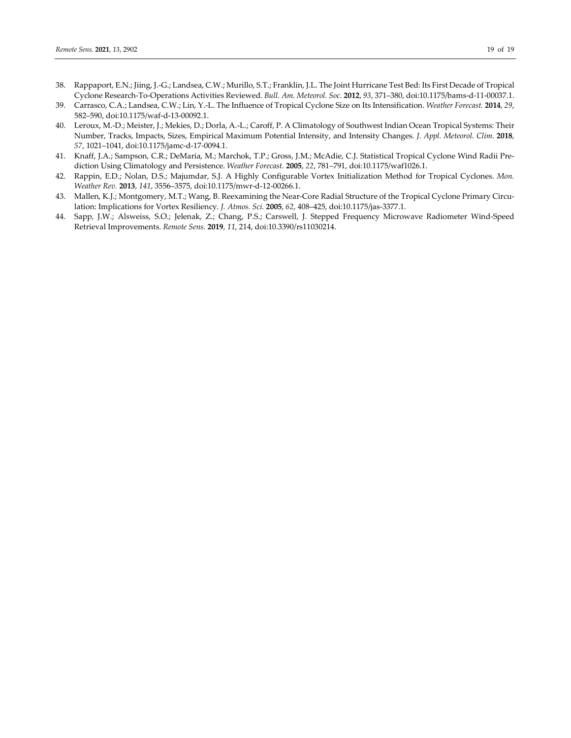38. Rappaport, E.N.; Jiing, J.-G.; Landsea, C.W.; Murillo, S.T.; Franklin, J.L. The Joint Hurricane Test Bed: Its First Decade of Tropical Cyclone Research-To-Operations Activities Reviewed. *Bull. Am. Meteorol. Soc.* **2012**, *93*, 371–380, doi:10.1175/bams-d-11-00037.1.
39. Carrasco, C.A.; Landsea, C.W.; Lin, Y.-L. The Influence of Tropical Cyclone Size on Its Intensification. *Weather Forecast.* **2014**, *29*, 582–590, doi:10.1175/waf-d-13-00092.1.
40. Leroux, M.-D.; Meister, J.; Mekies, D.; Dorla, A.-L.; Caroff, P. A Climatology of Southwest Indian Ocean Tropical Systems: Their Number, Tracks, Impacts, Sizes, Empirical Maximum Potential Intensity, and Intensity Changes. *J. Appl. Meteorol. Clim.* **2018**, *57*, 1021–1041, doi:10.1175/jamc-d-17-0094.1.
41. Knaff, J.A.; Sampson, C.R.; DeMaria, M.; Marchok, T.P.; Gross, J.M.; McAdie, C.J. Statistical Tropical Cyclone Wind Radii Prediction Using Climatology and Persistence. *Weather Forecast.* **2005**, *22*, 781–791, doi:10.1175/waf1026.1.
42. Rappin, E.D.; Nolan, D.S.; Majumdar, S.J. A Highly Configurable Vortex Initialization Method for Tropical Cyclones. *Mon. Weather Rev.* **2013**, *141*, 3556–3575, doi:10.1175/mwr-d-12-00266.1.
43. Mallen, K.J.; Montgomery, M.T.; Wang, B. Reexamining the Near-Core Radial Structure of the Tropical Cyclone Primary Circulation: Implications for Vortex Resiliency. *J. Atmos. Sci.* **2005**, *62*, 408–425, doi:10.1175/jas-3377.1.
44. Sapp, J.W.; Alsweiss, S.O.; Jelenak, Z.; Chang, P.S.; Carswell, J. Stepped Frequency Microwave Radiometer Wind-Speed Retrieval Improvements. *Remote Sens.* **2019**, *11*, 214, doi:10.3390/rs11030214.